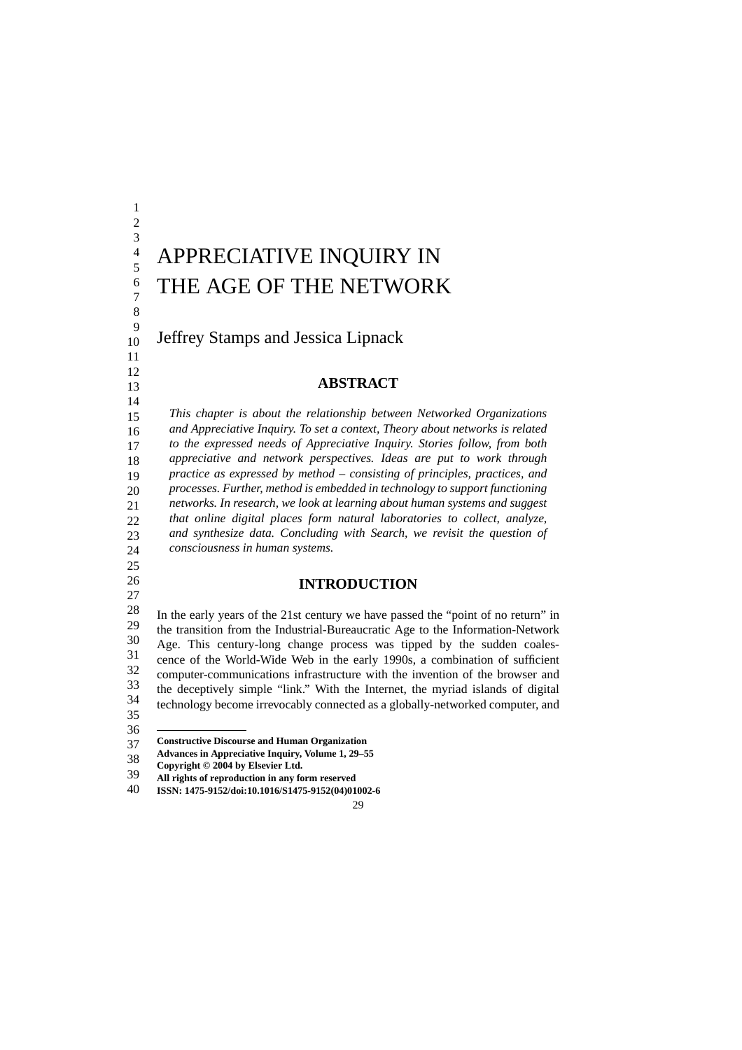# APPRECIATIVE INQUIRY IN THE AGE OF THE NETWORK

Jeffrey Stamps and Jessica Lipnack

## ABSTRACT

*This chapter is about the relationship between Networked Organizations and Appreciative Inquiry. To set a context, Theory about networks is related to the expressed needs of Appreciative Inquiry. Stories follow, from both appreciative and network perspectives. Ideas are put to work through practice as expressed by method – consisting of principles, practices, and processes. Further, method is embedded in technology to support functioning networks. In research, we look at learning about human systems and suggest that online digital places form natural laboratories to collect, analyze, and synthesize data. Concluding with Search, we revisit the question of consciousness in human systems.*

## INTRODUCTION

In the early years of the 21st century we have passed the "point of no return" in the transition from the Industrial-Bureaucratic Age to the Information-Network Age. This century-long change process was tipped by the sudden coalescence of the World-Wide Web in the early 1990s, a combination of sufficient computer-communications infrastructure with the invention of the browser and the deceptively simple "link." With the Internet, the myriad islands of digital technology become irrevocably connected as a globally-networked computer, and

---

**Constructive Discourse and Human Organization**
**Advances in Appreciative Inquiry, Volume 1, 29–55**
**Copyright © 2004 by Elsevier Ltd.**
**All rights of reproduction in any form reserved**
**ISSN: 1475-9152/doi:10.1016/S1475-9152(04)01002-6**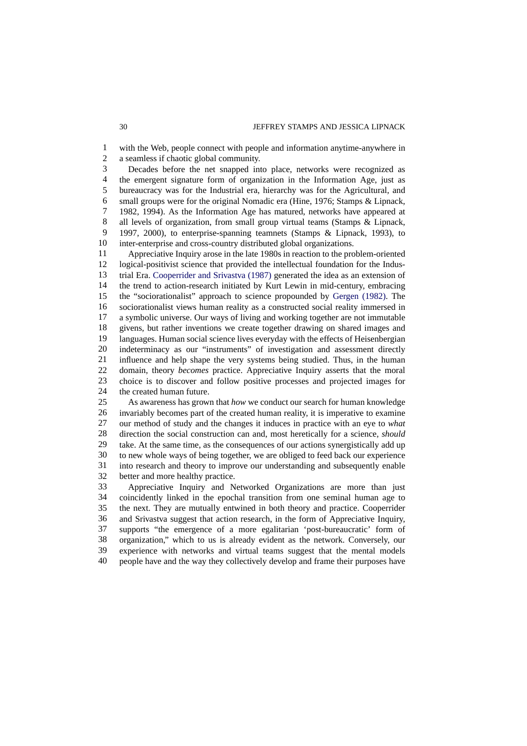with the Web, people connect with people and information anytime-anywhere in a seamless if chaotic global community.

Decades before the net snapped into place, networks were recognized as the emergent signature form of organization in the Information Age, just as bureaucracy was for the Industrial era, hierarchy was for the Agricultural, and small groups were for the original Nomadic era (Hine, 1976; Stamps & Lipnack, 1982, 1994). As the Information Age has matured, networks have appeared at all levels of organization, from small group virtual teams (Stamps & Lipnack, 1997, 2000), to enterprise-spanning teamnets (Stamps & Lipnack, 1993), to inter-enterprise and cross-country distributed global organizations.

Appreciative Inquiry arose in the late 1980s in reaction to the problem-oriented logical-positivist science that provided the intellectual foundation for the Industrial Era. Cooperrider and Srivastva (1987) generated the idea as an extension of the trend to action-research initiated by Kurt Lewin in mid-century, embracing the "sociorationalist" approach to science propounded by Gergen (1982). The sociorationalist views human reality as a constructed social reality immersed in a symbolic universe. Our ways of living and working together are not immutable givens, but rather inventions we create together drawing on shared images and languages. Human social science lives everyday with the effects of Heisenbergian indeterminacy as our "instruments" of investigation and assessment directly influence and help shape the very systems being studied. Thus, in the human domain, theory *becomes* practice. Appreciative Inquiry asserts that the moral choice is to discover and follow positive processes and projected images for the created human future.

As awareness has grown that *how* we conduct our search for human knowledge invariably becomes part of the created human reality, it is imperative to examine our method of study and the changes it induces in practice with an eye to *what* direction the social construction can and, most heretically for a science, *should* take. At the same time, as the consequences of our actions synergistically add up to new whole ways of being together, we are obliged to feed back our experience into research and theory to improve our understanding and subsequently enable better and more healthy practice.

Appreciative Inquiry and Networked Organizations are more than just coincidently linked in the epochal transition from one seminal human age to the next. They are mutually entwined in both theory and practice. Cooperrider and Srivastva suggest that action research, in the form of Appreciative Inquiry, supports "the emergence of a more egalitarian 'post-bureaucratic' form of organization," which to us is already evident as the network. Conversely, our experience with networks and virtual teams suggest that the mental models people have and the way they collectively develop and frame their purposes have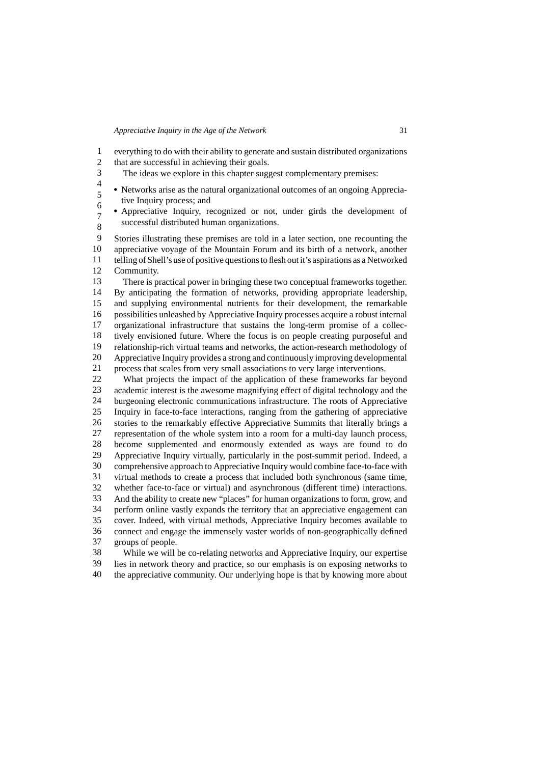everything to do with their ability to generate and sustain distributed organizations that are successful in achieving their goals.

The ideas we explore in this chapter suggest complementary premises:

- Networks arise as the natural organizational outcomes of an ongoing Appreciative Inquiry process; and
- Appreciative Inquiry, recognized or not, under girds the development of successful distributed human organizations.

Stories illustrating these premises are told in a later section, one recounting the appreciative voyage of the Mountain Forum and its birth of a network, another telling of Shell's use of positive questions to flesh out it's aspirations as a Networked Community.

There is practical power in bringing these two conceptual frameworks together. By anticipating the formation of networks, providing appropriate leadership, and supplying environmental nutrients for their development, the remarkable possibilities unleashed by Appreciative Inquiry processes acquire a robust internal organizational infrastructure that sustains the long-term promise of a collectively envisioned future. Where the focus is on people creating purposeful and relationship-rich virtual teams and networks, the action-research methodology of Appreciative Inquiry provides a strong and continuously improving developmental process that scales from very small associations to very large interventions.

What projects the impact of the application of these frameworks far beyond academic interest is the awesome magnifying effect of digital technology and the burgeoning electronic communications infrastructure. The roots of Appreciative Inquiry in face-to-face interactions, ranging from the gathering of appreciative stories to the remarkably effective Appreciative Summits that literally brings a representation of the whole system into a room for a multi-day launch process, become supplemented and enormously extended as ways are found to do Appreciative Inquiry virtually, particularly in the post-summit period. Indeed, a comprehensive approach to Appreciative Inquiry would combine face-to-face with virtual methods to create a process that included both synchronous (same time, whether face-to-face or virtual) and asynchronous (different time) interactions. And the ability to create new "places" for human organizations to form, grow, and perform online vastly expands the territory that an appreciative engagement can cover. Indeed, with virtual methods, Appreciative Inquiry becomes available to connect and engage the immensely vaster worlds of non-geographically defined groups of people.

While we will be co-relating networks and Appreciative Inquiry, our expertise lies in network theory and practice, so our emphasis is on exposing networks to the appreciative community. Our underlying hope is that by knowing more about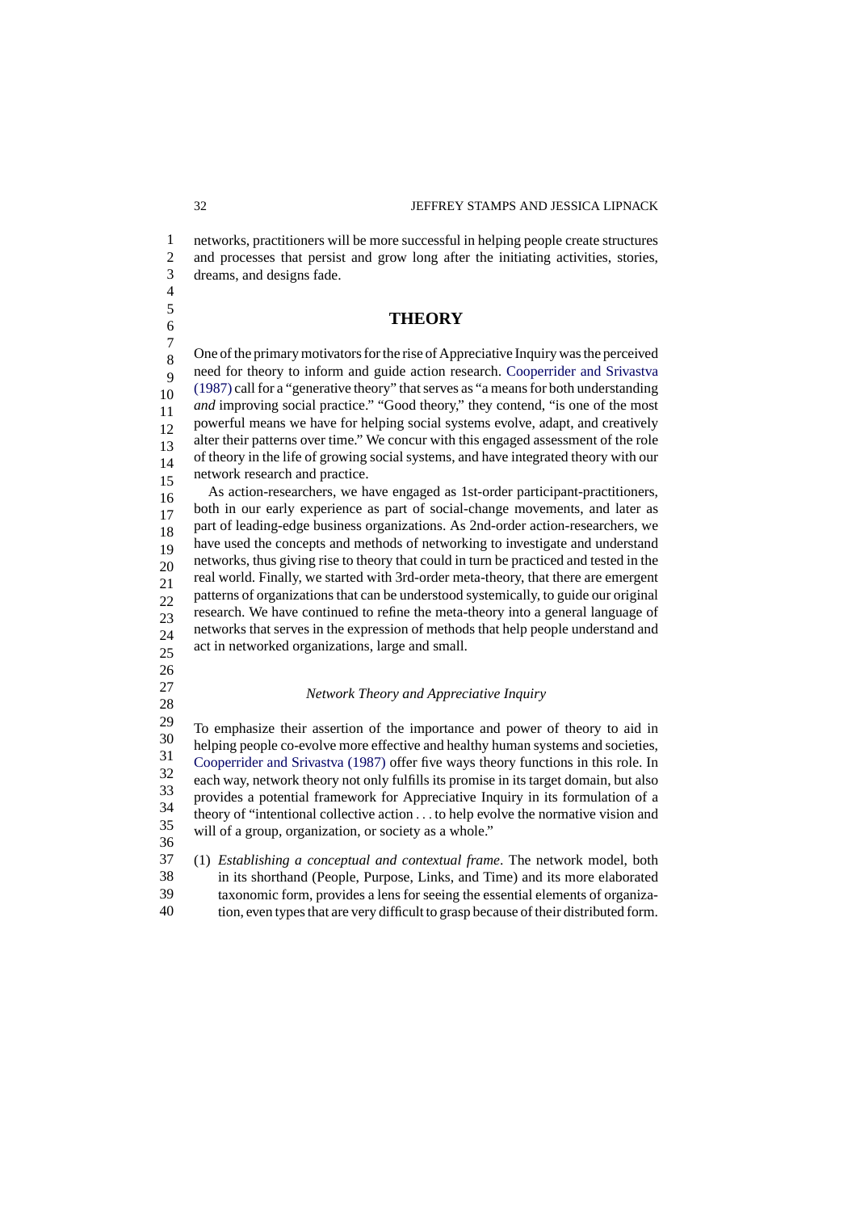networks, practitioners will be more successful in helping people create structures and processes that persist and grow long after the initiating activities, stories, dreams, and designs fade.

## THEORY

One of the primary motivators for the rise of Appreciative Inquiry was the perceived need for theory to inform and guide action research. Cooperrider and Srivastva (1987) call for a "generative theory" that serves as "a means for both understanding *and* improving social practice." "Good theory," they contend, "is one of the most powerful means we have for helping social systems evolve, adapt, and creatively alter their patterns over time." We concur with this engaged assessment of the role of theory in the life of growing social systems, and have integrated theory with our network research and practice.

As action-researchers, we have engaged as 1st-order participant-practitioners, both in our early experience as part of social-change movements, and later as part of leading-edge business organizations. As 2nd-order action-researchers, we have used the concepts and methods of networking to investigate and understand networks, thus giving rise to theory that could in turn be practiced and tested in the real world. Finally, we started with 3rd-order meta-theory, that there are emergent patterns of organizations that can be understood systemically, to guide our original research. We have continued to refine the meta-theory into a general language of networks that serves in the expression of methods that help people understand and act in networked organizations, large and small.

### *Network Theory and Appreciative Inquiry*

To emphasize their assertion of the importance and power of theory to aid in helping people co-evolve more effective and healthy human systems and societies, Cooperrider and Srivastva (1987) offer five ways theory functions in this role. In each way, network theory not only fulfills its promise in its target domain, but also provides a potential framework for Appreciative Inquiry in its formulation of a theory of "intentional collective action . . . to help evolve the normative vision and will of a group, organization, or society as a whole."

(1) *Establishing a conceptual and contextual frame*. The network model, both in its shorthand (People, Purpose, Links, and Time) and its more elaborated taxonomic form, provides a lens for seeing the essential elements of organization, even types that are very difficult to grasp because of their distributed form.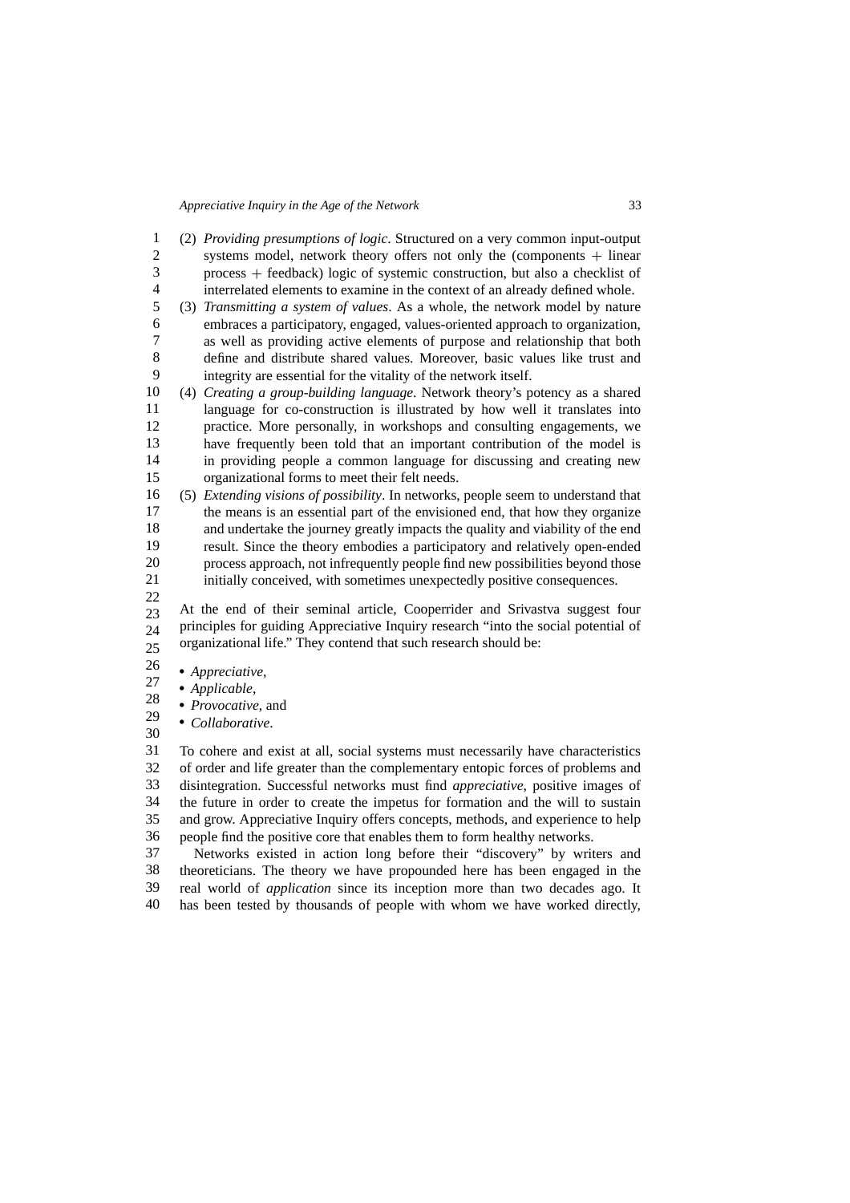(2) *Providing presumptions of logic*. Structured on a very common input-output systems model, network theory offers not only the (components + linear process + feedback) logic of systemic construction, but also a checklist of interrelated elements to examine in the context of an already defined whole.

(3) *Transmitting a system of values*. As a whole, the network model by nature embraces a participatory, engaged, values-oriented approach to organization, as well as providing active elements of purpose and relationship that both define and distribute shared values. Moreover, basic values like trust and integrity are essential for the vitality of the network itself.

(4) *Creating a group-building language*. Network theory's potency as a shared language for co-construction is illustrated by how well it translates into practice. More personally, in workshops and consulting engagements, we have frequently been told that an important contribution of the model is in providing people a common language for discussing and creating new organizational forms to meet their felt needs.

(5) *Extending visions of possibility*. In networks, people seem to understand that the means is an essential part of the envisioned end, that how they organize and undertake the journey greatly impacts the quality and viability of the end result. Since the theory embodies a participatory and relatively open-ended process approach, not infrequently people find new possibilities beyond those initially conceived, with sometimes unexpectedly positive consequences.

At the end of their seminal article, Cooperrider and Srivastva suggest four principles for guiding Appreciative Inquiry research "into the social potential of organizational life." They contend that such research should be:

- *Appreciative*,
- *Applicable*,
- *Provocative*, and
- *Collaborative*.

To cohere and exist at all, social systems must necessarily have characteristics of order and life greater than the complementary entopic forces of problems and disintegration. Successful networks must find *appreciative*, positive images of the future in order to create the impetus for formation and the will to sustain and grow. Appreciative Inquiry offers concepts, methods, and experience to help people find the positive core that enables them to form healthy networks.

Networks existed in action long before their "discovery" by writers and theoreticians. The theory we have propounded here has been engaged in the real world of *application* since its inception more than two decades ago. It has been tested by thousands of people with whom we have worked directly,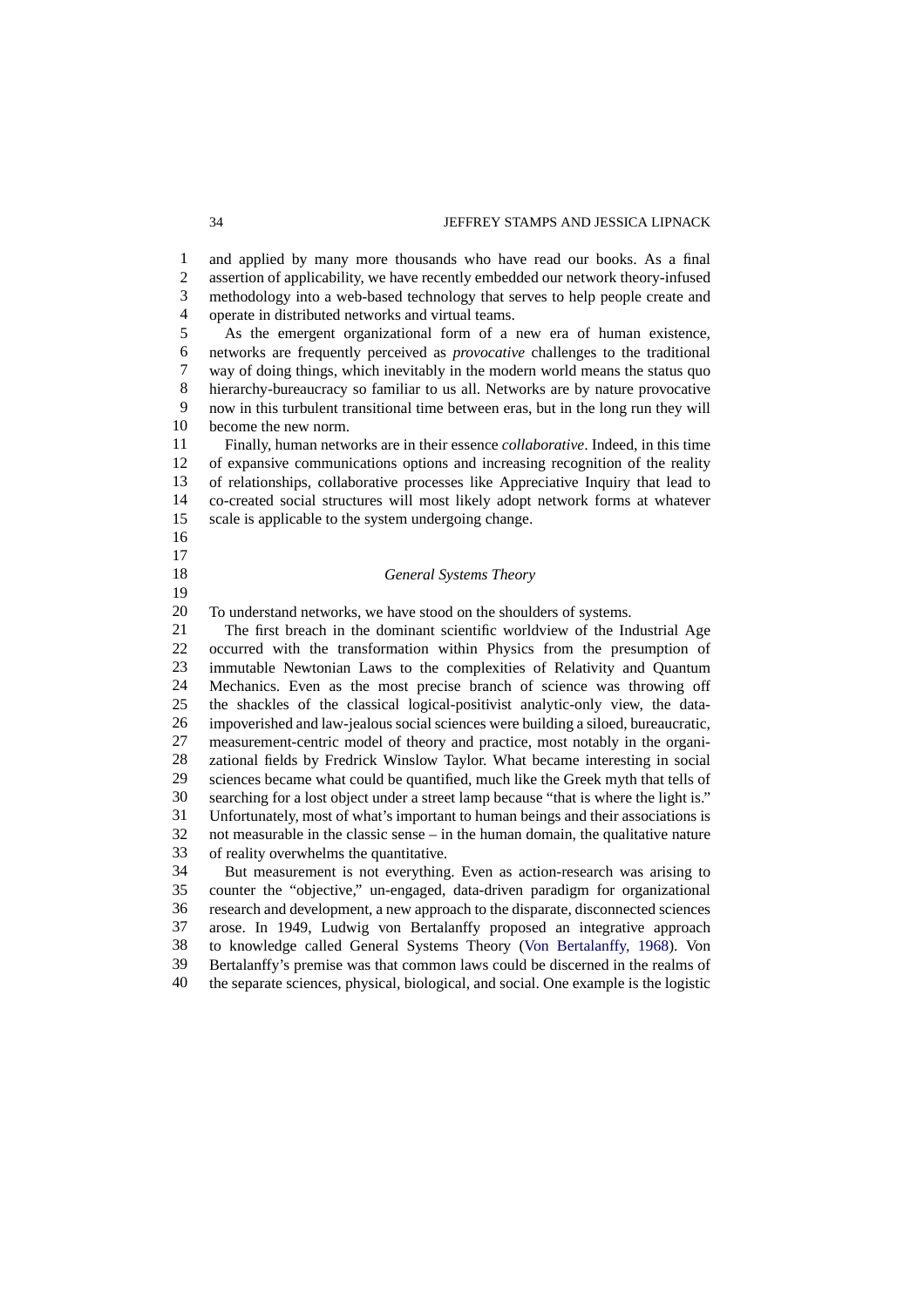and applied by many more thousands who have read our books. As a final assertion of applicability, we have recently embedded our network theory-infused methodology into a web-based technology that serves to help people create and operate in distributed networks and virtual teams.

As the emergent organizational form of a new era of human existence, networks are frequently perceived as *provocative* challenges to the traditional way of doing things, which inevitably in the modern world means the status quo hierarchy-bureaucracy so familiar to us all. Networks are by nature provocative now in this turbulent transitional time between eras, but in the long run they will become the new norm.

Finally, human networks are in their essence *collaborative*. Indeed, in this time of expansive communications options and increasing recognition of the reality of relationships, collaborative processes like Appreciative Inquiry that lead to co-created social structures will most likely adopt network forms at whatever scale is applicable to the system undergoing change.

### *General Systems Theory*

To understand networks, we have stood on the shoulders of systems.

The first breach in the dominant scientific worldview of the Industrial Age occurred with the transformation within Physics from the presumption of immutable Newtonian Laws to the complexities of Relativity and Quantum Mechanics. Even as the most precise branch of science was throwing off the shackles of the classical logical-positivist analytic-only view, the data-impoverished and law-jealous social sciences were building a siloed, bureaucratic, measurement-centric model of theory and practice, most notably in the organizational fields by Fredrick Winslow Taylor. What became interesting in social sciences became what could be quantified, much like the Greek myth that tells of searching for a lost object under a street lamp because "that is where the light is." Unfortunately, most of what's important to human beings and their associations is not measurable in the classic sense – in the human domain, the qualitative nature of reality overwhelms the quantitative.

But measurement is not everything. Even as action-research was arising to counter the "objective," un-engaged, data-driven paradigm for organizational research and development, a new approach to the disparate, disconnected sciences arose. In 1949, Ludwig von Bertalanffy proposed an integrative approach to knowledge called General Systems Theory (Von Bertalanffy, 1968). Von Bertalanffy's premise was that common laws could be discerned in the realms of the separate sciences, physical, biological, and social. One example is the logistic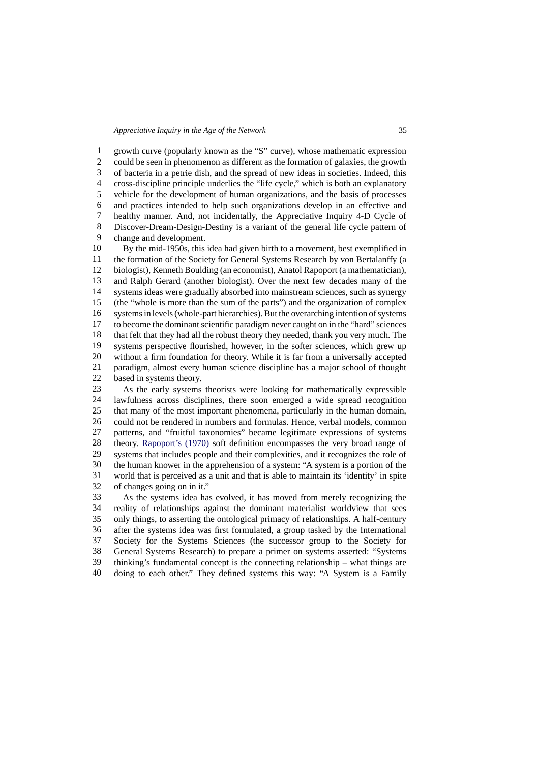growth curve (popularly known as the "S" curve), whose mathematic expression could be seen in phenomenon as different as the formation of galaxies, the growth of bacteria in a petrie dish, and the spread of new ideas in societies. Indeed, this cross-discipline principle underlies the "life cycle," which is both an explanatory vehicle for the development of human organizations, and the basis of processes and practices intended to help such organizations develop in an effective and healthy manner. And, not incidentally, the Appreciative Inquiry 4-D Cycle of Discover-Dream-Design-Destiny is a variant of the general life cycle pattern of change and development.

By the mid-1950s, this idea had given birth to a movement, best exemplified in the formation of the Society for General Systems Research by von Bertalanffy (a biologist), Kenneth Boulding (an economist), Anatol Rapoport (a mathematician), and Ralph Gerard (another biologist). Over the next few decades many of the systems ideas were gradually absorbed into mainstream sciences, such as synergy (the "whole is more than the sum of the parts") and the organization of complex systems in levels (whole-part hierarchies). But the overarching intention of systems to become the dominant scientific paradigm never caught on in the "hard" sciences that felt that they had all the robust theory they needed, thank you very much. The systems perspective flourished, however, in the softer sciences, which grew up without a firm foundation for theory. While it is far from a universally accepted paradigm, almost every human science discipline has a major school of thought based in systems theory.

As the early systems theorists were looking for mathematically expressible lawfulness across disciplines, there soon emerged a wide spread recognition that many of the most important phenomena, particularly in the human domain, could not be rendered in numbers and formulas. Hence, verbal models, common patterns, and "fruitful taxonomies" became legitimate expressions of systems theory. Rapoport's (1970) soft definition encompasses the very broad range of systems that includes people and their complexities, and it recognizes the role of the human knower in the apprehension of a system: "A system is a portion of the world that is perceived as a unit and that is able to maintain its 'identity' in spite of changes going on in it."

As the systems idea has evolved, it has moved from merely recognizing the reality of relationships against the dominant materialist worldview that sees only things, to asserting the ontological primacy of relationships. A half-century after the systems idea was first formulated, a group tasked by the International Society for the Systems Sciences (the successor group to the Society for General Systems Research) to prepare a primer on systems asserted: "Systems thinking's fundamental concept is the connecting relationship – what things are doing to each other." They defined systems this way: "A System is a Family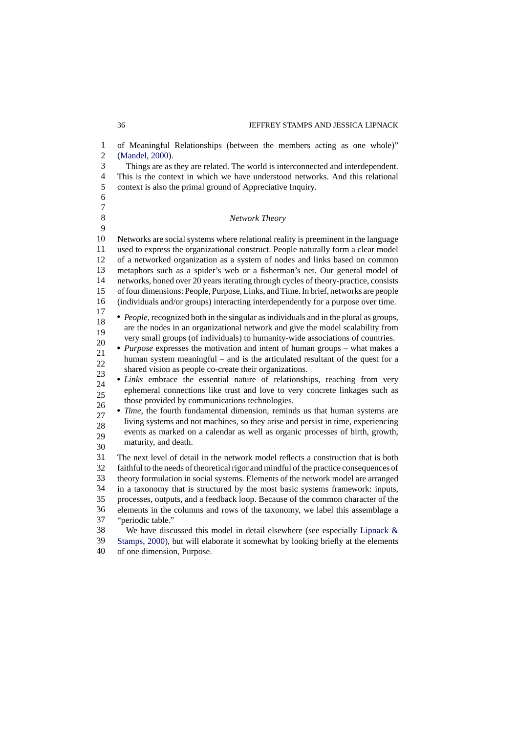of Meaningful Relationships (between the members acting as one whole)" (Mandel, 2000).

Things are as they are related. The world is interconnected and interdependent. This is the context in which we have understood networks. And this relational context is also the primal ground of Appreciative Inquiry.

### *Network Theory*

Networks are social systems where relational reality is preeminent in the language used to express the organizational construct. People naturally form a clear model of a networked organization as a system of nodes and links based on common metaphors such as a spider's web or a fisherman's net. Our general model of networks, honed over 20 years iterating through cycles of theory-practice, consists of four dimensions: People, Purpose, Links, and Time. In brief, networks are people (individuals and/or groups) interacting interdependently for a purpose over time.

- *People*, recognized both in the singular as individuals and in the plural as groups, are the nodes in an organizational network and give the model scalability from very small groups (of individuals) to humanity-wide associations of countries.
- *Purpose* expresses the motivation and intent of human groups – what makes a human system meaningful – and is the articulated resultant of the quest for a shared vision as people co-create their organizations.
- *Links* embrace the essential nature of relationships, reaching from very ephemeral connections like trust and love to very concrete linkages such as those provided by communications technologies.
- *Time*, the fourth fundamental dimension, reminds us that human systems are living systems and not machines, so they arise and persist in time, experiencing events as marked on a calendar as well as organic processes of birth, growth, maturity, and death.

The next level of detail in the network model reflects a construction that is both faithful to the needs of theoretical rigor and mindful of the practice consequences of theory formulation in social systems. Elements of the network model are arranged in a taxonomy that is structured by the most basic systems framework: inputs, processes, outputs, and a feedback loop. Because of the common character of the elements in the columns and rows of the taxonomy, we label this assemblage a "periodic table."

We have discussed this model in detail elsewhere (see especially Lipnack & Stamps, 2000), but will elaborate it somewhat by looking briefly at the elements of one dimension, Purpose.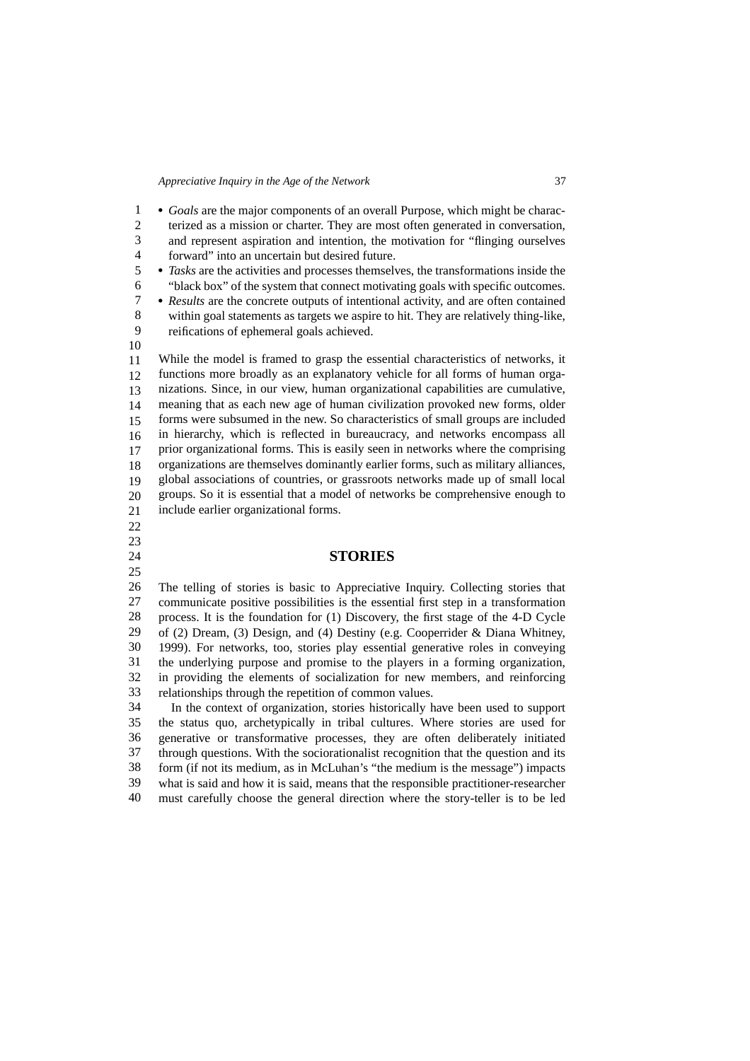- *Goals* are the major components of an overall Purpose, which might be characterized as a mission or charter. They are most often generated in conversation, and represent aspiration and intention, the motivation for "flinging ourselves forward" into an uncertain but desired future.
- *Tasks* are the activities and processes themselves, the transformations inside the "black box" of the system that connect motivating goals with specific outcomes.
- *Results* are the concrete outputs of intentional activity, and are often contained within goal statements as targets we aspire to hit. They are relatively thing-like, reifications of ephemeral goals achieved.

While the model is framed to grasp the essential characteristics of networks, it functions more broadly as an explanatory vehicle for all forms of human organizations. Since, in our view, human organizational capabilities are cumulative, meaning that as each new age of human civilization provoked new forms, older forms were subsumed in the new. So characteristics of small groups are included in hierarchy, which is reflected in bureaucracy, and networks encompass all prior organizational forms. This is easily seen in networks where the comprising organizations are themselves dominantly earlier forms, such as military alliances, global associations of countries, or grassroots networks made up of small local groups. So it is essential that a model of networks be comprehensive enough to include earlier organizational forms.

## STORIES

The telling of stories is basic to Appreciative Inquiry. Collecting stories that communicate positive possibilities is the essential first step in a transformation process. It is the foundation for (1) Discovery, the first stage of the 4-D Cycle of (2) Dream, (3) Design, and (4) Destiny (e.g. Cooperrider & Diana Whitney, 1999). For networks, too, stories play essential generative roles in conveying the underlying purpose and promise to the players in a forming organization, in providing the elements of socialization for new members, and reinforcing relationships through the repetition of common values.

In the context of organization, stories historically have been used to support the status quo, archetypically in tribal cultures. Where stories are used for generative or transformative processes, they are often deliberately initiated through questions. With the sociorationalist recognition that the question and its form (if not its medium, as in McLuhan's "the medium is the message") impacts what is said and how it is said, means that the responsible practitioner-researcher must carefully choose the general direction where the story-teller is to be led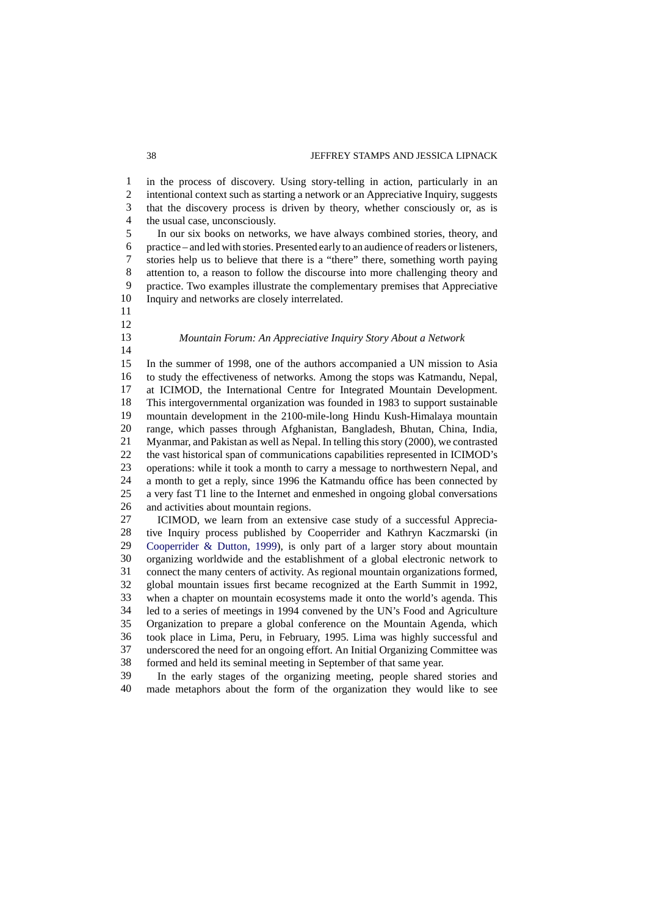in the process of discovery. Using story-telling in action, particularly in an intentional context such as starting a network or an Appreciative Inquiry, suggests that the discovery process is driven by theory, whether consciously or, as is the usual case, unconsciously.

In our six books on networks, we have always combined stories, theory, and practice – and led with stories. Presented early to an audience of readers or listeners, stories help us to believe that there is a "there" there, something worth paying attention to, a reason to follow the discourse into more challenging theory and practice. Two examples illustrate the complementary premises that Appreciative Inquiry and networks are closely interrelated.

### *Mountain Forum: An Appreciative Inquiry Story About a Network*

In the summer of 1998, one of the authors accompanied a UN mission to Asia to study the effectiveness of networks. Among the stops was Katmandu, Nepal, at ICIMOD, the International Centre for Integrated Mountain Development. This intergovernmental organization was founded in 1983 to support sustainable mountain development in the 2100-mile-long Hindu Kush-Himalaya mountain range, which passes through Afghanistan, Bangladesh, Bhutan, China, India, Myanmar, and Pakistan as well as Nepal. In telling this story (2000), we contrasted the vast historical span of communications capabilities represented in ICIMOD's operations: while it took a month to carry a message to northwestern Nepal, and a month to get a reply, since 1996 the Katmandu office has been connected by a very fast T1 line to the Internet and enmeshed in ongoing global conversations and activities about mountain regions.

ICIMOD, we learn from an extensive case study of a successful Appreciative Inquiry process published by Cooperrider and Kathryn Kaczmarski (in Cooperrider & Dutton, 1999), is only part of a larger story about mountain organizing worldwide and the establishment of a global electronic network to connect the many centers of activity. As regional mountain organizations formed, global mountain issues first became recognized at the Earth Summit in 1992, when a chapter on mountain ecosystems made it onto the world's agenda. This led to a series of meetings in 1994 convened by the UN's Food and Agriculture Organization to prepare a global conference on the Mountain Agenda, which took place in Lima, Peru, in February, 1995. Lima was highly successful and underscored the need for an ongoing effort. An Initial Organizing Committee was formed and held its seminal meeting in September of that same year.

In the early stages of the organizing meeting, people shared stories and made metaphors about the form of the organization they would like to see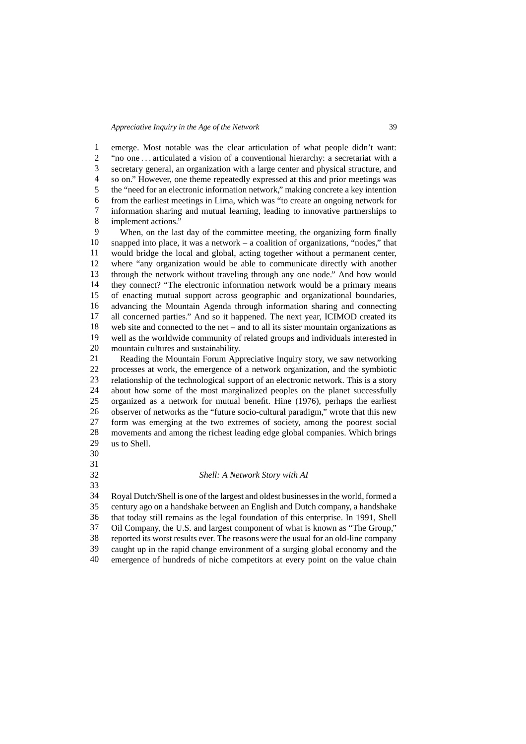emerge. Most notable was the clear articulation of what people didn't want: "no one . . . articulated a vision of a conventional hierarchy: a secretariat with a secretary general, an organization with a large center and physical structure, and so on." However, one theme repeatedly expressed at this and prior meetings was the "need for an electronic information network," making concrete a key intention from the earliest meetings in Lima, which was "to create an ongoing network for information sharing and mutual learning, leading to innovative partnerships to implement actions."

When, on the last day of the committee meeting, the organizing form finally snapped into place, it was a network – a coalition of organizations, "nodes," that would bridge the local and global, acting together without a permanent center, where "any organization would be able to communicate directly with another through the network without traveling through any one node." And how would they connect? "The electronic information network would be a primary means of enacting mutual support across geographic and organizational boundaries, advancing the Mountain Agenda through information sharing and connecting all concerned parties." And so it happened. The next year, ICIMOD created its web site and connected to the net – and to all its sister mountain organizations as well as the worldwide community of related groups and individuals interested in mountain cultures and sustainability.

Reading the Mountain Forum Appreciative Inquiry story, we saw networking processes at work, the emergence of a network organization, and the symbiotic relationship of the technological support of an electronic network. This is a story about how some of the most marginalized peoples on the planet successfully organized as a network for mutual benefit. Hine (1976), perhaps the earliest observer of networks as the "future socio-cultural paradigm," wrote that this new form was emerging at the two extremes of society, among the poorest social movements and among the richest leading edge global companies. Which brings us to Shell.

### *Shell: A Network Story with AI*

Royal Dutch/Shell is one of the largest and oldest businesses in the world, formed a century ago on a handshake between an English and Dutch company, a handshake that today still remains as the legal foundation of this enterprise. In 1991, Shell Oil Company, the U.S. and largest component of what is known as "The Group," reported its worst results ever. The reasons were the usual for an old-line company caught up in the rapid change environment of a surging global economy and the emergence of hundreds of niche competitors at every point on the value chain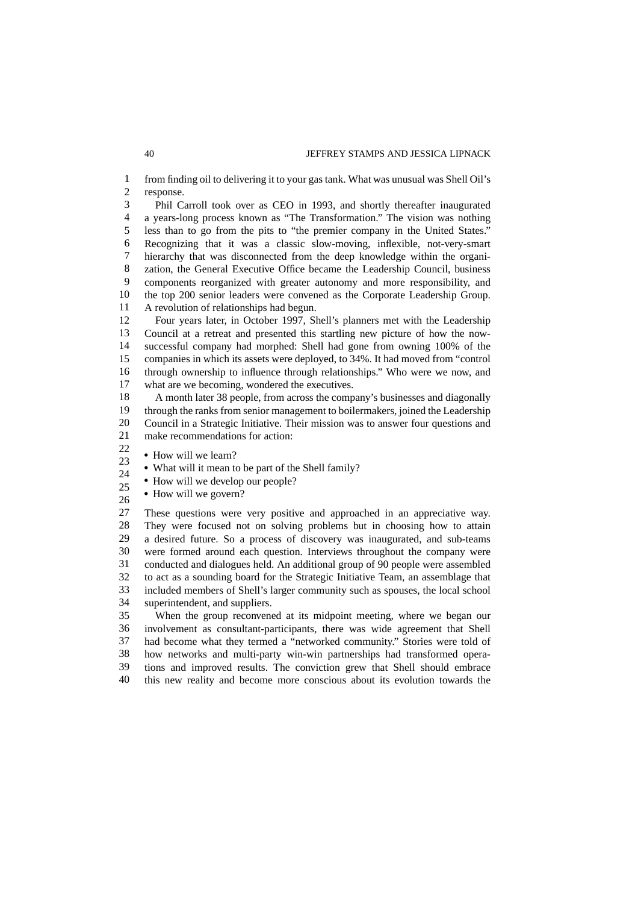from finding oil to delivering it to your gas tank. What was unusual was Shell Oil's response.

Phil Carroll took over as CEO in 1993, and shortly thereafter inaugurated a years-long process known as "The Transformation." The vision was nothing less than to go from the pits to "the premier company in the United States." Recognizing that it was a classic slow-moving, inflexible, not-very-smart hierarchy that was disconnected from the deep knowledge within the organization, the General Executive Office became the Leadership Council, business components reorganized with greater autonomy and more responsibility, and the top 200 senior leaders were convened as the Corporate Leadership Group. A revolution of relationships had begun.

Four years later, in October 1997, Shell's planners met with the Leadership Council at a retreat and presented this startling new picture of how the now-successful company had morphed: Shell had gone from owning 100% of the companies in which its assets were deployed, to 34%. It had moved from "control through ownership to influence through relationships." Who were we now, and what are we becoming, wondered the executives.

A month later 38 people, from across the company's businesses and diagonally through the ranks from senior management to boilermakers, joined the Leadership Council in a Strategic Initiative. Their mission was to answer four questions and make recommendations for action:

- How will we learn?
- What will it mean to be part of the Shell family?
- How will we develop our people?
- How will we govern?

These questions were very positive and approached in an appreciative way. They were focused not on solving problems but in choosing how to attain a desired future. So a process of discovery was inaugurated, and sub-teams were formed around each question. Interviews throughout the company were conducted and dialogues held. An additional group of 90 people were assembled to act as a sounding board for the Strategic Initiative Team, an assemblage that included members of Shell's larger community such as spouses, the local school superintendent, and suppliers.

When the group reconvened at its midpoint meeting, where we began our involvement as consultant-participants, there was wide agreement that Shell had become what they termed a "networked community." Stories were told of how networks and multi-party win-win partnerships had transformed operations and improved results. The conviction grew that Shell should embrace this new reality and become more conscious about its evolution towards the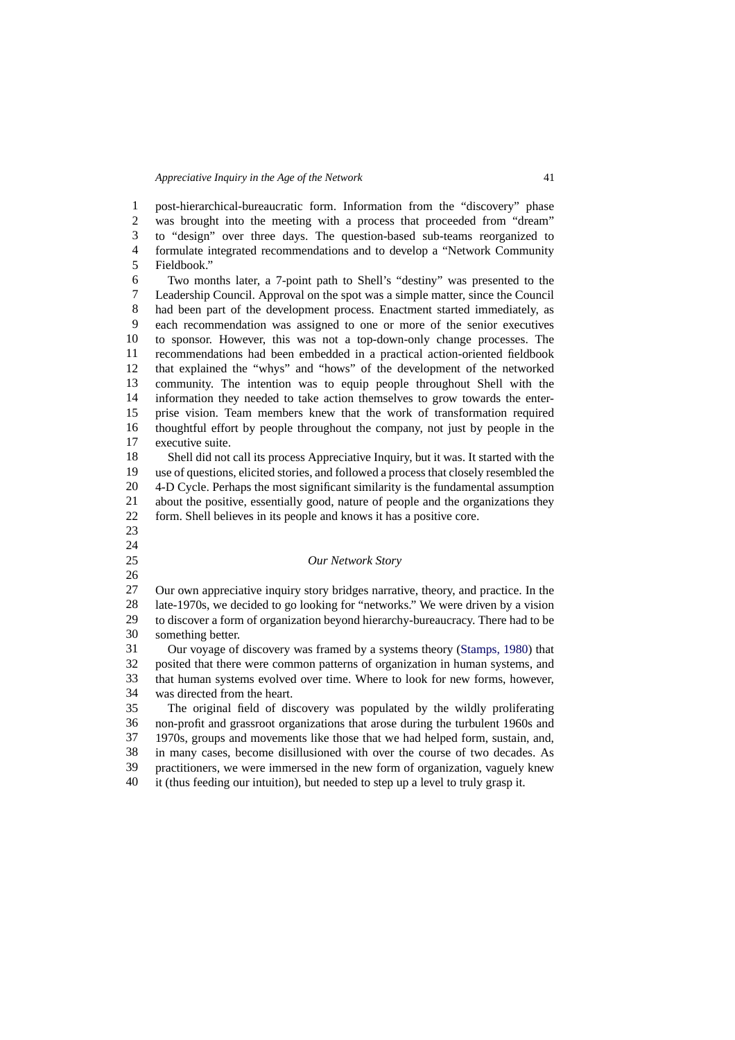post-hierarchical-bureaucratic form. Information from the "discovery" phase was brought into the meeting with a process that proceeded from "dream" to "design" over three days. The question-based sub-teams reorganized to formulate integrated recommendations and to develop a "Network Community Fieldbook."

Two months later, a 7-point path to Shell's "destiny" was presented to the Leadership Council. Approval on the spot was a simple matter, since the Council had been part of the development process. Enactment started immediately, as each recommendation was assigned to one or more of the senior executives to sponsor. However, this was not a top-down-only change processes. The recommendations had been embedded in a practical action-oriented fieldbook that explained the "whys" and "hows" of the development of the networked community. The intention was to equip people throughout Shell with the information they needed to take action themselves to grow towards the enterprise vision. Team members knew that the work of transformation required thoughtful effort by people throughout the company, not just by people in the executive suite.

Shell did not call its process Appreciative Inquiry, but it was. It started with the use of questions, elicited stories, and followed a process that closely resembled the 4-D Cycle. Perhaps the most significant similarity is the fundamental assumption about the positive, essentially good, nature of people and the organizations they form. Shell believes in its people and knows it has a positive core.

## *Our Network Story*

Our own appreciative inquiry story bridges narrative, theory, and practice. In the late-1970s, we decided to go looking for "networks." We were driven by a vision to discover a form of organization beyond hierarchy-bureaucracy. There had to be something better.

Our voyage of discovery was framed by a systems theory (Stamps, 1980) that posited that there were common patterns of organization in human systems, and that human systems evolved over time. Where to look for new forms, however, was directed from the heart.

The original field of discovery was populated by the wildly proliferating non-profit and grassroot organizations that arose during the turbulent 1960s and 1970s, groups and movements like those that we had helped form, sustain, and, in many cases, become disillusioned with over the course of two decades. As practitioners, we were immersed in the new form of organization, vaguely knew it (thus feeding our intuition), but needed to step up a level to truly grasp it.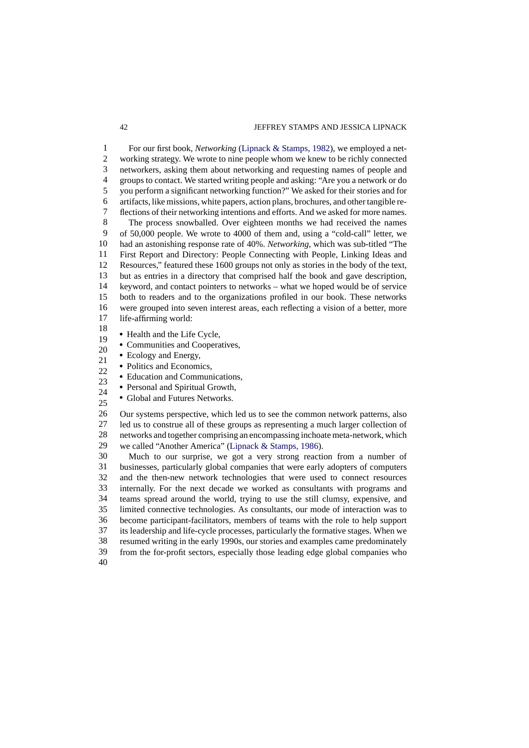For our first book, *Networking* (Lipnack & Stamps, 1982), we employed a networking strategy. We wrote to nine people whom we knew to be richly connected networkers, asking them about networking and requesting names of people and groups to contact. We started writing people and asking: "Are you a network or do you perform a significant networking function?" We asked for their stories and for artifacts, like missions, white papers, action plans, brochures, and other tangible reflections of their networking intentions and efforts. And we asked for more names.

The process snowballed. Over eighteen months we had received the names of 50,000 people. We wrote to 4000 of them and, using a "cold-call" letter, we had an astonishing response rate of 40%. *Networking*, which was sub-titled "The First Report and Directory: People Connecting with People, Linking Ideas and Resources," featured these 1600 groups not only as stories in the body of the text, but as entries in a directory that comprised half the book and gave description, keyword, and contact pointers to networks – what we hoped would be of service both to readers and to the organizations profiled in our book. These networks were grouped into seven interest areas, each reflecting a vision of a better, more life-affirming world:

- Health and the Life Cycle,
- Communities and Cooperatives,
- Ecology and Energy,
- Politics and Economics,
- Education and Communications,
- Personal and Spiritual Growth,
- Global and Futures Networks.

Our systems perspective, which led us to see the common network patterns, also led us to construe all of these groups as representing a much larger collection of networks and together comprising an encompassing inchoate meta-network, which we called "Another America" (Lipnack & Stamps, 1986).

Much to our surprise, we got a very strong reaction from a number of businesses, particularly global companies that were early adopters of computers and the then-new network technologies that were used to connect resources internally. For the next decade we worked as consultants with programs and teams spread around the world, trying to use the still clumsy, expensive, and limited connective technologies. As consultants, our mode of interaction was to become participant-facilitators, members of teams with the role to help support its leadership and life-cycle processes, particularly the formative stages. When we resumed writing in the early 1990s, our stories and examples came predominately from the for-profit sectors, especially those leading edge global companies who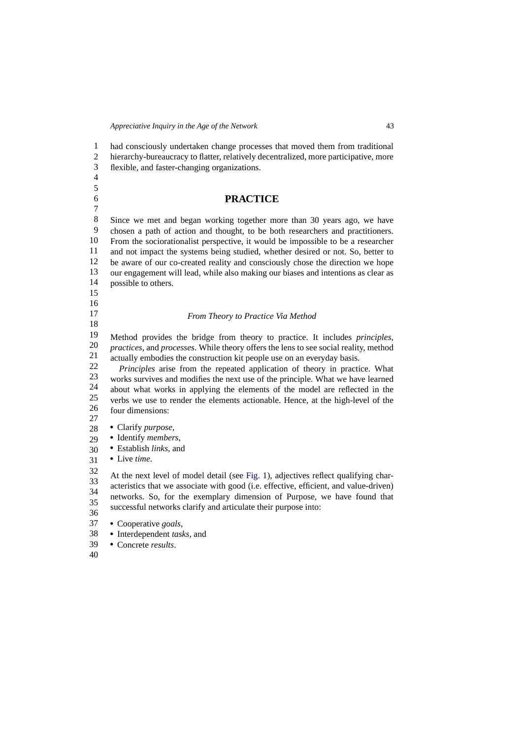had consciously undertaken change processes that moved them from traditional hierarchy-bureaucracy to flatter, relatively decentralized, more participative, more flexible, and faster-changing organizations.

## PRACTICE

Since we met and began working together more than 30 years ago, we have chosen a path of action and thought, to be both researchers and practitioners. From the sociorationalist perspective, it would be impossible to be a researcher and not impact the systems being studied, whether desired or not. So, better to be aware of our co-created reality and consciously chose the direction we hope our engagement will lead, while also making our biases and intentions as clear as possible to others.

### *From Theory to Practice Via Method*

Method provides the bridge from theory to practice. It includes *principles*, *practices*, and *processes*. While theory offers the lens to see social reality, method actually embodies the construction kit people use on an everyday basis.

*Principles* arise from the repeated application of theory in practice. What works survives and modifies the next use of the principle. What we have learned about what works in applying the elements of the model are reflected in the verbs we use to render the elements actionable. Hence, at the high-level of the four dimensions:

- Clarify *purpose*,
- Identify *members*,
- Establish *links*, and
- Live *time*.

At the next level of model detail (see Fig. 1), adjectives reflect qualifying characteristics that we associate with good (i.e. effective, efficient, and value-driven) networks. So, for the exemplary dimension of Purpose, we have found that successful networks clarify and articulate their purpose into:

- Cooperative *goals*,
- Interdependent *tasks*, and
- Concrete *results*.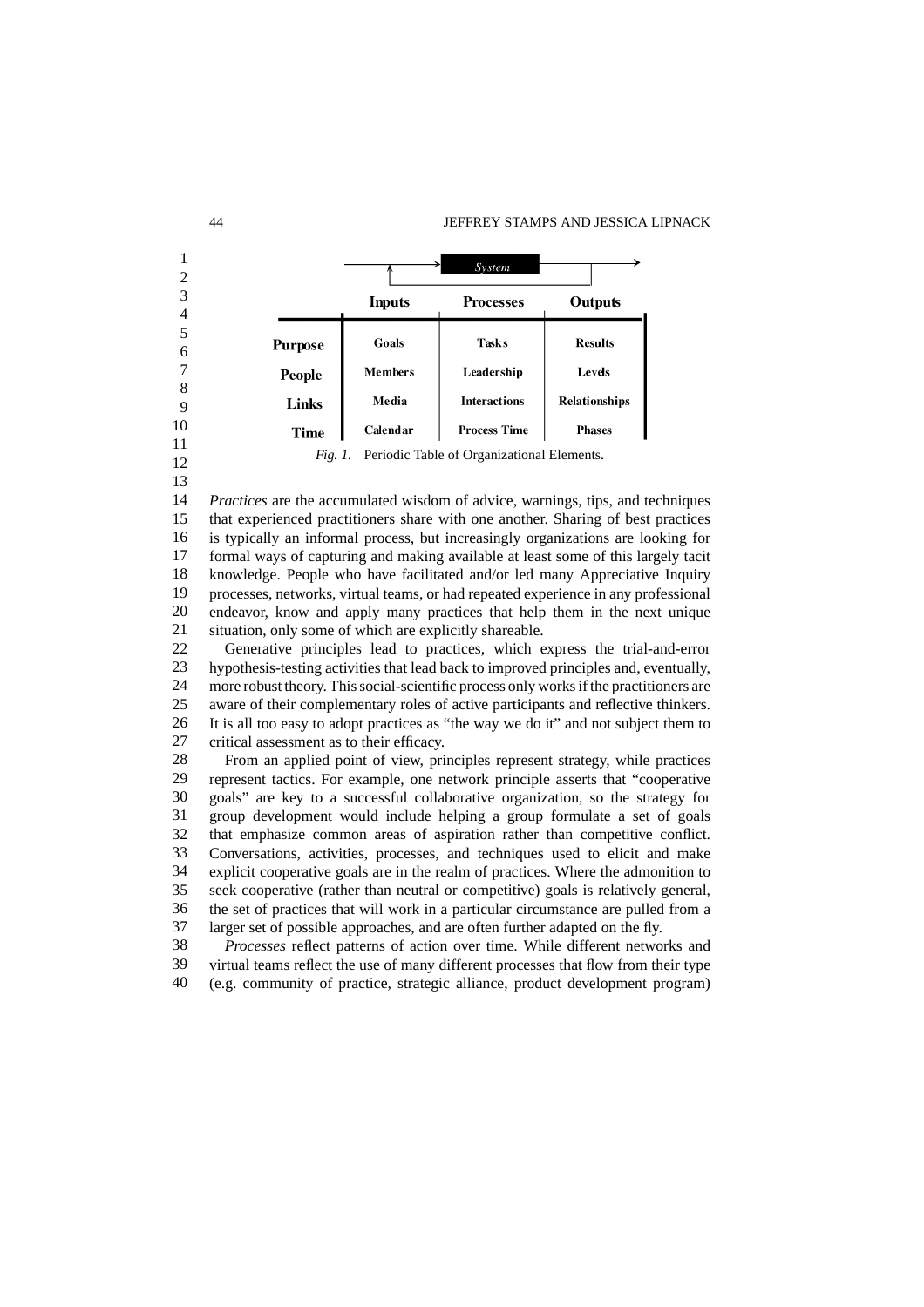System

| | Inputs | Processes | Outputs |
|---|---|---|---|
| **Purpose** | Goals | Tasks | Results |
| **People** | Members | Leadership | Levels |
| **Links** | Media | Interactions | Relationships |
| **Time** | Calendar | Process Time | Phases |

*Fig. 1.* Periodic Table of Organizational Elements.

*Practices* are the accumulated wisdom of advice, warnings, tips, and techniques that experienced practitioners share with one another. Sharing of best practices is typically an informal process, but increasingly organizations are looking for formal ways of capturing and making available at least some of this largely tacit knowledge. People who have facilitated and/or led many Appreciative Inquiry processes, networks, virtual teams, or had repeated experience in any professional endeavor, know and apply many practices that help them in the next unique situation, only some of which are explicitly shareable.

Generative principles lead to practices, which express the trial-and-error hypothesis-testing activities that lead back to improved principles and, eventually, more robust theory. This social-scientific process only works if the practitioners are aware of their complementary roles of active participants and reflective thinkers. It is all too easy to adopt practices as "the way we do it" and not subject them to critical assessment as to their efficacy.

From an applied point of view, principles represent strategy, while practices represent tactics. For example, one network principle asserts that "cooperative goals" are key to a successful collaborative organization, so the strategy for group development would include helping a group formulate a set of goals that emphasize common areas of aspiration rather than competitive conflict. Conversations, activities, processes, and techniques used to elicit and make explicit cooperative goals are in the realm of practices. Where the admonition to seek cooperative (rather than neutral or competitive) goals is relatively general, the set of practices that will work in a particular circumstance are pulled from a larger set of possible approaches, and are often further adapted on the fly.

*Processes* reflect patterns of action over time. While different networks and virtual teams reflect the use of many different processes that flow from their type (e.g. community of practice, strategic alliance, product development program)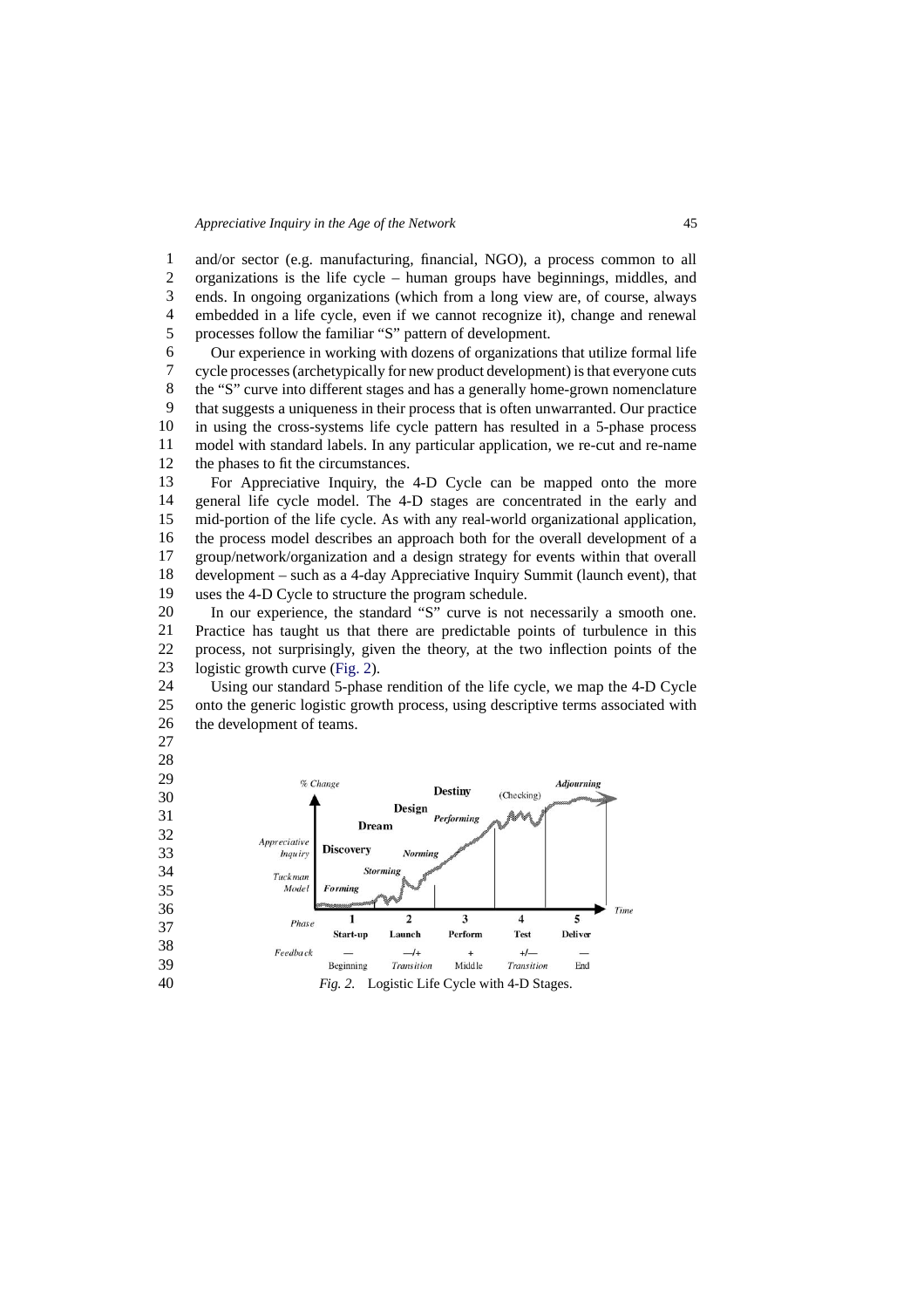and/or sector (e.g. manufacturing, financial, NGO), a process common to all organizations is the life cycle – human groups have beginnings, middles, and ends. In ongoing organizations (which from a long view are, of course, always embedded in a life cycle, even if we cannot recognize it), change and renewal processes follow the familiar "S" pattern of development.

Our experience in working with dozens of organizations that utilize formal life cycle processes (archetypically for new product development) is that everyone cuts the "S" curve into different stages and has a generally home-grown nomenclature that suggests a uniqueness in their process that is often unwarranted. Our practice in using the cross-systems life cycle pattern has resulted in a 5-phase process model with standard labels. In any particular application, we re-cut and re-name the phases to fit the circumstances.

For Appreciative Inquiry, the 4-D Cycle can be mapped onto the more general life cycle model. The 4-D stages are concentrated in the early and mid-portion of the life cycle. As with any real-world organizational application, the process model describes an approach both for the overall development of a group/network/organization and a design strategy for events within that overall development – such as a 4-day Appreciative Inquiry Summit (launch event), that uses the 4-D Cycle to structure the program schedule.

In our experience, the standard "S" curve is not necessarily a smooth one. Practice has taught us that there are predictable points of turbulence in this process, not surprisingly, given the theory, at the two inflection points of the logistic growth curve (Fig. 2).

Using our standard 5-phase rendition of the life cycle, we map the 4-D Cycle onto the generic logistic growth process, using descriptive terms associated with the development of teams.

*Fig. 2.* Logistic Life Cycle with 4-D Stages.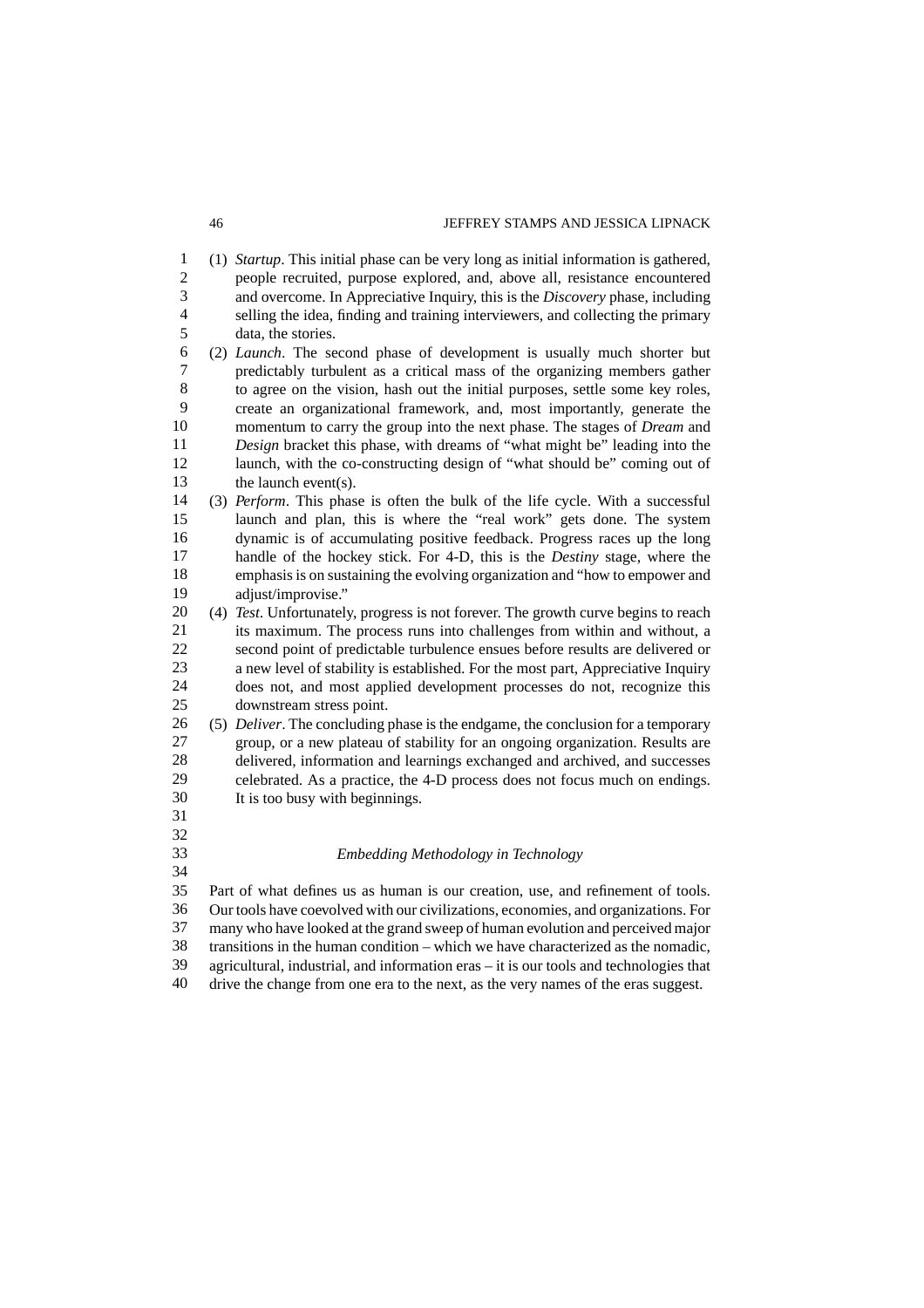(1) *Startup*. This initial phase can be very long as initial information is gathered, people recruited, purpose explored, and, above all, resistance encountered and overcome. In Appreciative Inquiry, this is the *Discovery* phase, including selling the idea, finding and training interviewers, and collecting the primary data, the stories.

(2) *Launch*. The second phase of development is usually much shorter but predictably turbulent as a critical mass of the organizing members gather to agree on the vision, hash out the initial purposes, settle some key roles, create an organizational framework, and, most importantly, generate the momentum to carry the group into the next phase. The stages of *Dream* and *Design* bracket this phase, with dreams of "what might be" leading into the launch, with the co-constructing design of "what should be" coming out of the launch event(s).

(3) *Perform*. This phase is often the bulk of the life cycle. With a successful launch and plan, this is where the "real work" gets done. The system dynamic is of accumulating positive feedback. Progress races up the long handle of the hockey stick. For 4-D, this is the *Destiny* stage, where the emphasis is on sustaining the evolving organization and "how to empower and adjust/improvise."

(4) *Test*. Unfortunately, progress is not forever. The growth curve begins to reach its maximum. The process runs into challenges from within and without, a second point of predictable turbulence ensues before results are delivered or a new level of stability is established. For the most part, Appreciative Inquiry does not, and most applied development processes do not, recognize this downstream stress point.

(5) *Deliver*. The concluding phase is the endgame, the conclusion for a temporary group, or a new plateau of stability for an ongoing organization. Results are delivered, information and learnings exchanged and archived, and successes celebrated. As a practice, the 4-D process does not focus much on endings. It is too busy with beginnings.

### *Embedding Methodology in Technology*

Part of what defines us as human is our creation, use, and refinement of tools. Our tools have coevolved with our civilizations, economies, and organizations. For many who have looked at the grand sweep of human evolution and perceived major transitions in the human condition – which we have characterized as the nomadic, agricultural, industrial, and information eras – it is our tools and technologies that drive the change from one era to the next, as the very names of the eras suggest.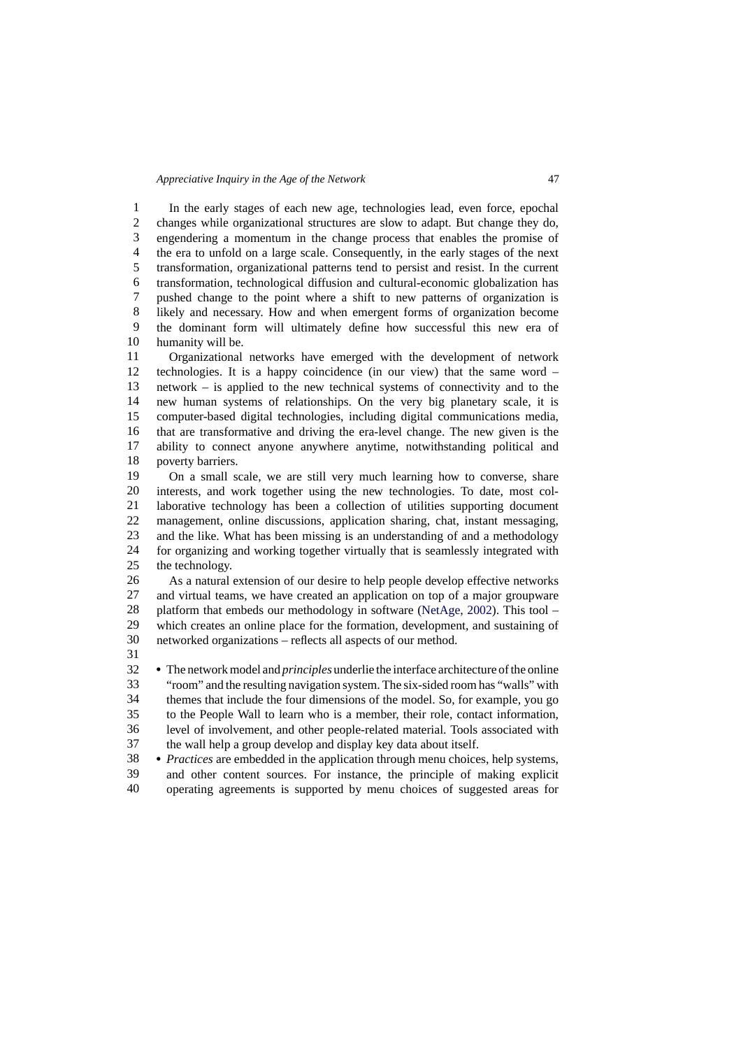In the early stages of each new age, technologies lead, even force, epochal changes while organizational structures are slow to adapt. But change they do, engendering a momentum in the change process that enables the promise of the era to unfold on a large scale. Consequently, in the early stages of the next transformation, organizational patterns tend to persist and resist. In the current transformation, technological diffusion and cultural-economic globalization has pushed change to the point where a shift to new patterns of organization is likely and necessary. How and when emergent forms of organization become the dominant form will ultimately define how successful this new era of humanity will be.

Organizational networks have emerged with the development of network technologies. It is a happy coincidence (in our view) that the same word – network – is applied to the new technical systems of connectivity and to the new human systems of relationships. On the very big planetary scale, it is computer-based digital technologies, including digital communications media, that are transformative and driving the era-level change. The new given is the ability to connect anyone anywhere anytime, notwithstanding political and poverty barriers.

On a small scale, we are still very much learning how to converse, share interests, and work together using the new technologies. To date, most collaborative technology has been a collection of utilities supporting document management, online discussions, application sharing, chat, instant messaging, and the like. What has been missing is an understanding of and a methodology for organizing and working together virtually that is seamlessly integrated with the technology.

As a natural extension of our desire to help people develop effective networks and virtual teams, we have created an application on top of a major groupware platform that embeds our methodology in software (NetAge, 2002). This tool – which creates an online place for the formation, development, and sustaining of networked organizations – reflects all aspects of our method.

- The network model and *principles* underlie the interface architecture of the online "room" and the resulting navigation system. The six-sided room has "walls" with themes that include the four dimensions of the model. So, for example, you go to the People Wall to learn who is a member, their role, contact information, level of involvement, and other people-related material. Tools associated with the wall help a group develop and display key data about itself.
- *Practices* are embedded in the application through menu choices, help systems, and other content sources. For instance, the principle of making explicit operating agreements is supported by menu choices of suggested areas for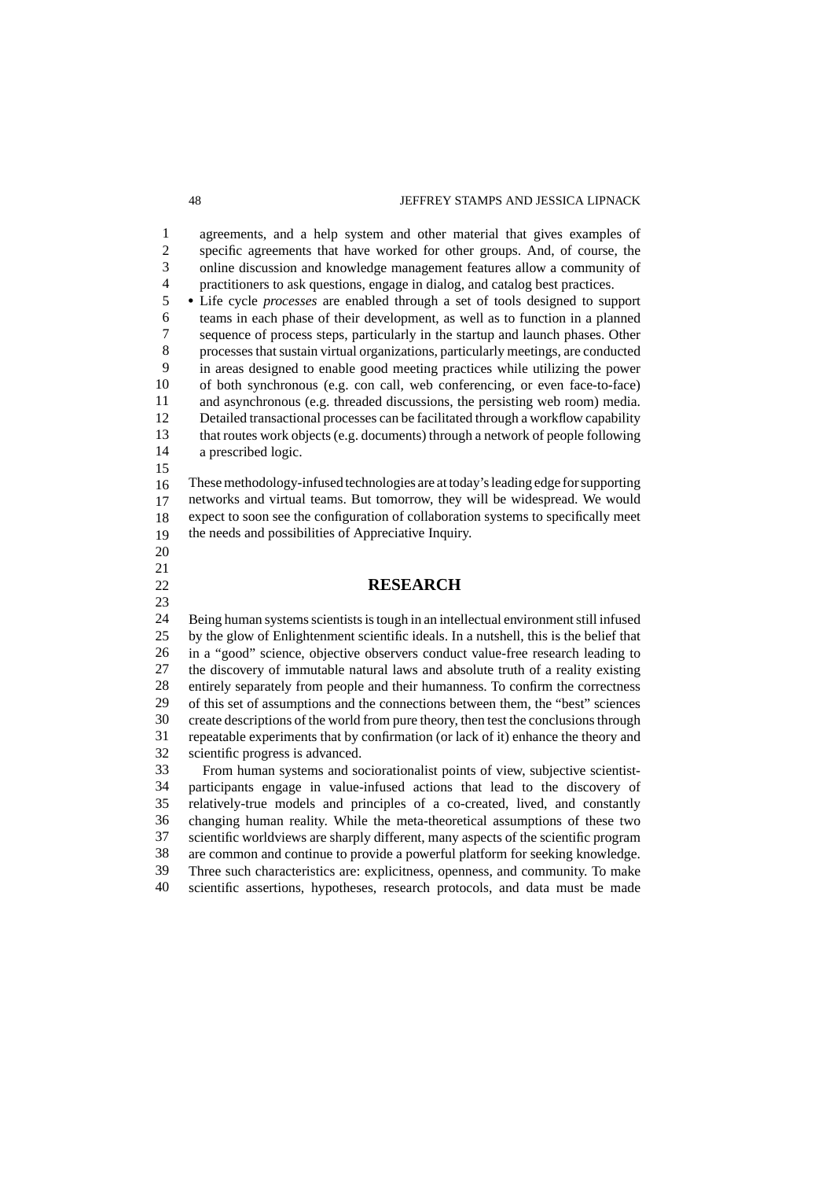agreements, and a help system and other material that gives examples of specific agreements that have worked for other groups. And, of course, the online discussion and knowledge management features allow a community of practitioners to ask questions, engage in dialog, and catalog best practices.

- Life cycle *processes* are enabled through a set of tools designed to support teams in each phase of their development, as well as to function in a planned sequence of process steps, particularly in the startup and launch phases. Other processes that sustain virtual organizations, particularly meetings, are conducted in areas designed to enable good meeting practices while utilizing the power of both synchronous (e.g. con call, web conferencing, or even face-to-face) and asynchronous (e.g. threaded discussions, the persisting web room) media. Detailed transactional processes can be facilitated through a workflow capability that routes work objects (e.g. documents) through a network of people following a prescribed logic.

These methodology-infused technologies are at today's leading edge for supporting networks and virtual teams. But tomorrow, they will be widespread. We would expect to soon see the configuration of collaboration systems to specifically meet the needs and possibilities of Appreciative Inquiry.

## RESEARCH

Being human systems scientists is tough in an intellectual environment still infused by the glow of Enlightenment scientific ideals. In a nutshell, this is the belief that in a "good" science, objective observers conduct value-free research leading to the discovery of immutable natural laws and absolute truth of a reality existing entirely separately from people and their humanness. To confirm the correctness of this set of assumptions and the connections between them, the "best" sciences create descriptions of the world from pure theory, then test the conclusions through repeatable experiments that by confirmation (or lack of it) enhance the theory and scientific progress is advanced.

From human systems and sociorationalist points of view, subjective scientist-participants engage in value-infused actions that lead to the discovery of relatively-true models and principles of a co-created, lived, and constantly changing human reality. While the meta-theoretical assumptions of these two scientific worldviews are sharply different, many aspects of the scientific program are common and continue to provide a powerful platform for seeking knowledge. Three such characteristics are: explicitness, openness, and community. To make scientific assertions, hypotheses, research protocols, and data must be made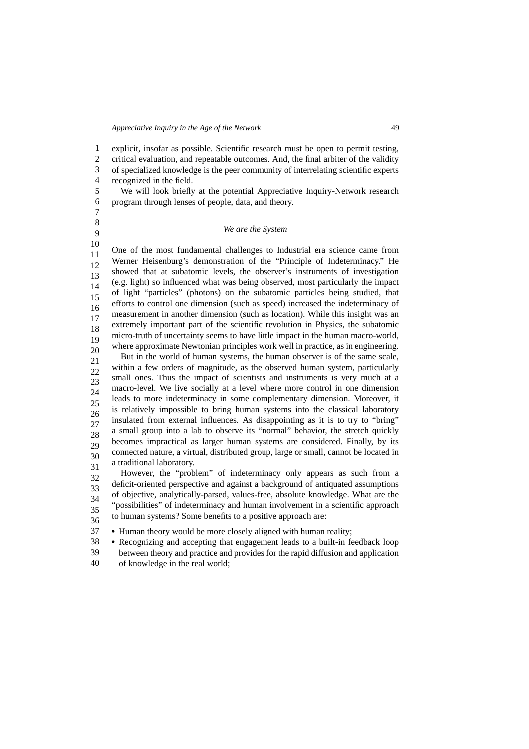explicit, insofar as possible. Scientific research must be open to permit testing, critical evaluation, and repeatable outcomes. And, the final arbiter of the validity of specialized knowledge is the peer community of interrelating scientific experts recognized in the field.

We will look briefly at the potential Appreciative Inquiry-Network research program through lenses of people, data, and theory.

### *We are the System*

One of the most fundamental challenges to Industrial era science came from Werner Heisenburg's demonstration of the "Principle of Indeterminacy." He showed that at subatomic levels, the observer's instruments of investigation (e.g. light) so influenced what was being observed, most particularly the impact of light "particles" (photons) on the subatomic particles being studied, that efforts to control one dimension (such as speed) increased the indeterminacy of measurement in another dimension (such as location). While this insight was an extremely important part of the scientific revolution in Physics, the subatomic micro-truth of uncertainty seems to have little impact in the human macro-world, where approximate Newtonian principles work well in practice, as in engineering.

But in the world of human systems, the human observer is of the same scale, within a few orders of magnitude, as the observed human system, particularly small ones. Thus the impact of scientists and instruments is very much at a macro-level. We live socially at a level where more control in one dimension leads to more indeterminacy in some complementary dimension. Moreover, it is relatively impossible to bring human systems into the classical laboratory insulated from external influences. As disappointing as it is to try to "bring" a small group into a lab to observe its "normal" behavior, the stretch quickly becomes impractical as larger human systems are considered. Finally, by its connected nature, a virtual, distributed group, large or small, cannot be located in a traditional laboratory.

However, the "problem" of indeterminacy only appears as such from a deficit-oriented perspective and against a background of antiquated assumptions of objective, analytically-parsed, values-free, absolute knowledge. What are the "possibilities" of indeterminacy and human involvement in a scientific approach to human systems? Some benefits to a positive approach are:

- Human theory would be more closely aligned with human reality;
- Recognizing and accepting that engagement leads to a built-in feedback loop between theory and practice and provides for the rapid diffusion and application of knowledge in the real world;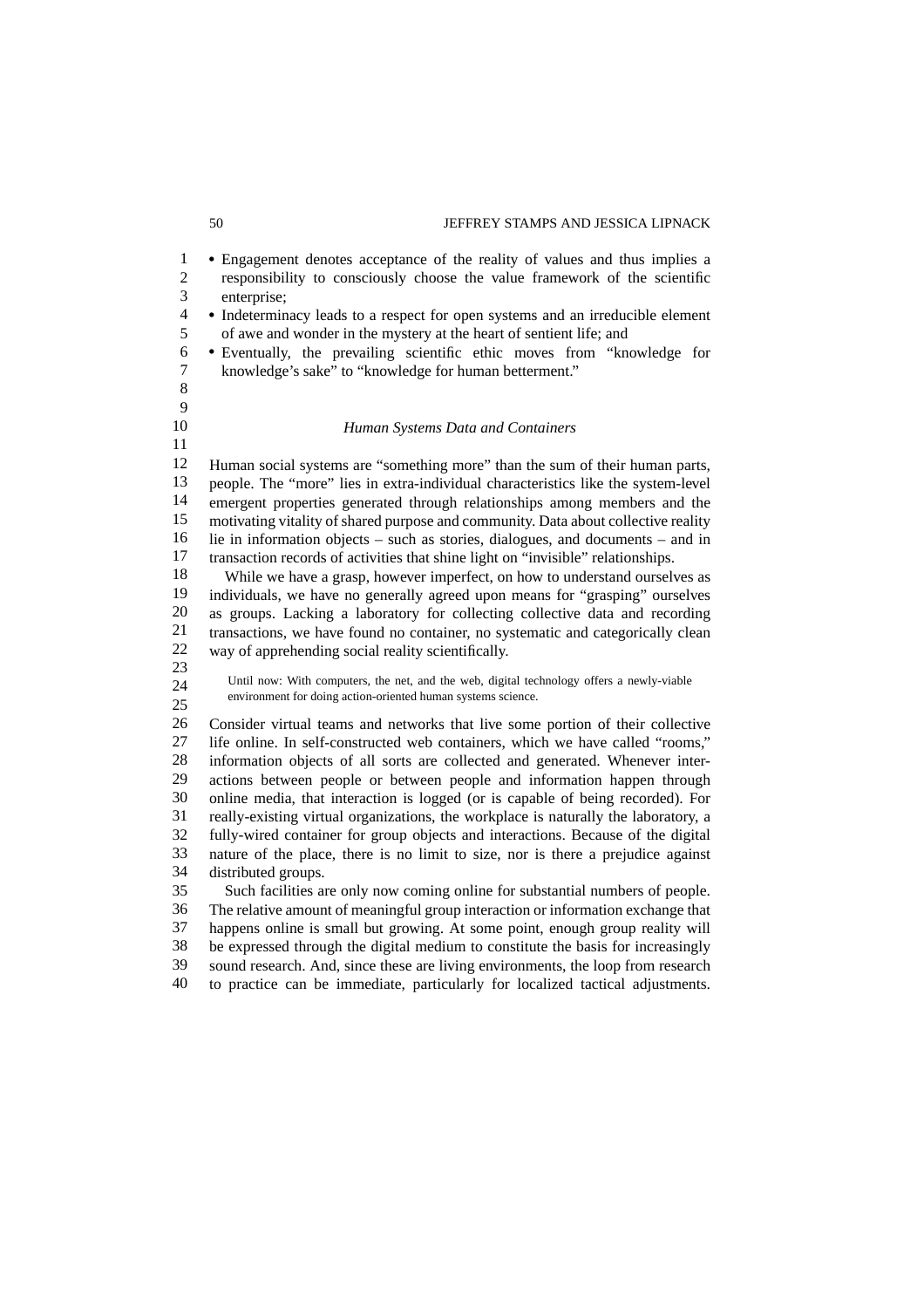- Engagement denotes acceptance of the reality of values and thus implies a responsibility to consciously choose the value framework of the scientific enterprise;
- Indeterminacy leads to a respect for open systems and an irreducible element of awe and wonder in the mystery at the heart of sentient life; and
- Eventually, the prevailing scientific ethic moves from "knowledge for knowledge's sake" to "knowledge for human betterment."

### *Human Systems Data and Containers*

Human social systems are "something more" than the sum of their human parts, people. The "more" lies in extra-individual characteristics like the system-level emergent properties generated through relationships among members and the motivating vitality of shared purpose and community. Data about collective reality lie in information objects – such as stories, dialogues, and documents – and in transaction records of activities that shine light on "invisible" relationships.

While we have a grasp, however imperfect, on how to understand ourselves as individuals, we have no generally agreed upon means for "grasping" ourselves as groups. Lacking a laboratory for collecting collective data and recording transactions, we have found no container, no systematic and categorically clean way of apprehending social reality scientifically.

> Until now: With computers, the net, and the web, digital technology offers a newly-viable environment for doing action-oriented human systems science.

Consider virtual teams and networks that live some portion of their collective life online. In self-constructed web containers, which we have called "rooms," information objects of all sorts are collected and generated. Whenever interactions between people or between people and information happen through online media, that interaction is logged (or is capable of being recorded). For really-existing virtual organizations, the workplace is naturally the laboratory, a fully-wired container for group objects and interactions. Because of the digital nature of the place, there is no limit to size, nor is there a prejudice against distributed groups.

Such facilities are only now coming online for substantial numbers of people. The relative amount of meaningful group interaction or information exchange that happens online is small but growing. At some point, enough group reality will be expressed through the digital medium to constitute the basis for increasingly sound research. And, since these are living environments, the loop from research to practice can be immediate, particularly for localized tactical adjustments.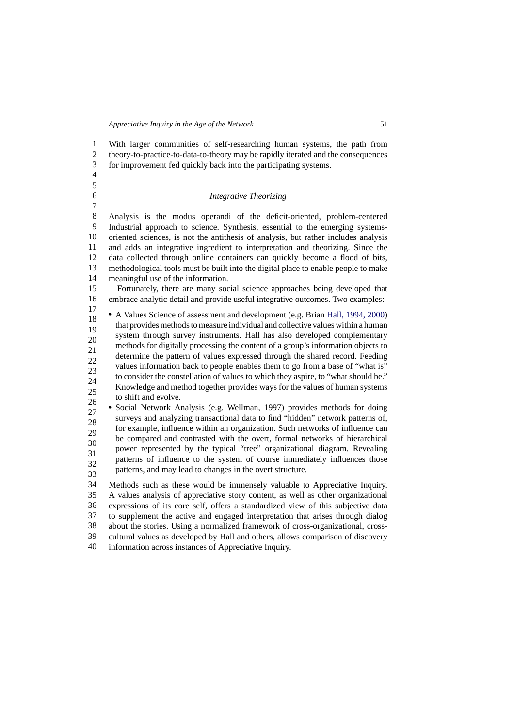With larger communities of self-researching human systems, the path from theory-to-practice-to-data-to-theory may be rapidly iterated and the consequences for improvement fed quickly back into the participating systems.

### *Integrative Theorizing*

Analysis is the modus operandi of the deficit-oriented, problem-centered Industrial approach to science. Synthesis, essential to the emerging systems-oriented sciences, is not the antithesis of analysis, but rather includes analysis and adds an integrative ingredient to interpretation and theorizing. Since the data collected through online containers can quickly become a flood of bits, methodological tools must be built into the digital place to enable people to make meaningful use of the information.

Fortunately, there are many social science approaches being developed that embrace analytic detail and provide useful integrative outcomes. Two examples:

- A Values Science of assessment and development (e.g. Brian Hall, 1994, 2000) that provides methods to measure individual and collective values within a human system through survey instruments. Hall has also developed complementary methods for digitally processing the content of a group's information objects to determine the pattern of values expressed through the shared record. Feeding values information back to people enables them to go from a base of "what is" to consider the constellation of values to which they aspire, to "what should be." Knowledge and method together provides ways for the values of human systems to shift and evolve.
- Social Network Analysis (e.g. Wellman, 1997) provides methods for doing surveys and analyzing transactional data to find "hidden" network patterns of, for example, influence within an organization. Such networks of influence can be compared and contrasted with the overt, formal networks of hierarchical power represented by the typical "tree" organizational diagram. Revealing patterns of influence to the system of course immediately influences those patterns, and may lead to changes in the overt structure.

Methods such as these would be immensely valuable to Appreciative Inquiry. A values analysis of appreciative story content, as well as other organizational expressions of its core self, offers a standardized view of this subjective data to supplement the active and engaged interpretation that arises through dialog about the stories. Using a normalized framework of cross-organizational, cross-cultural values as developed by Hall and others, allows comparison of discovery information across instances of Appreciative Inquiry.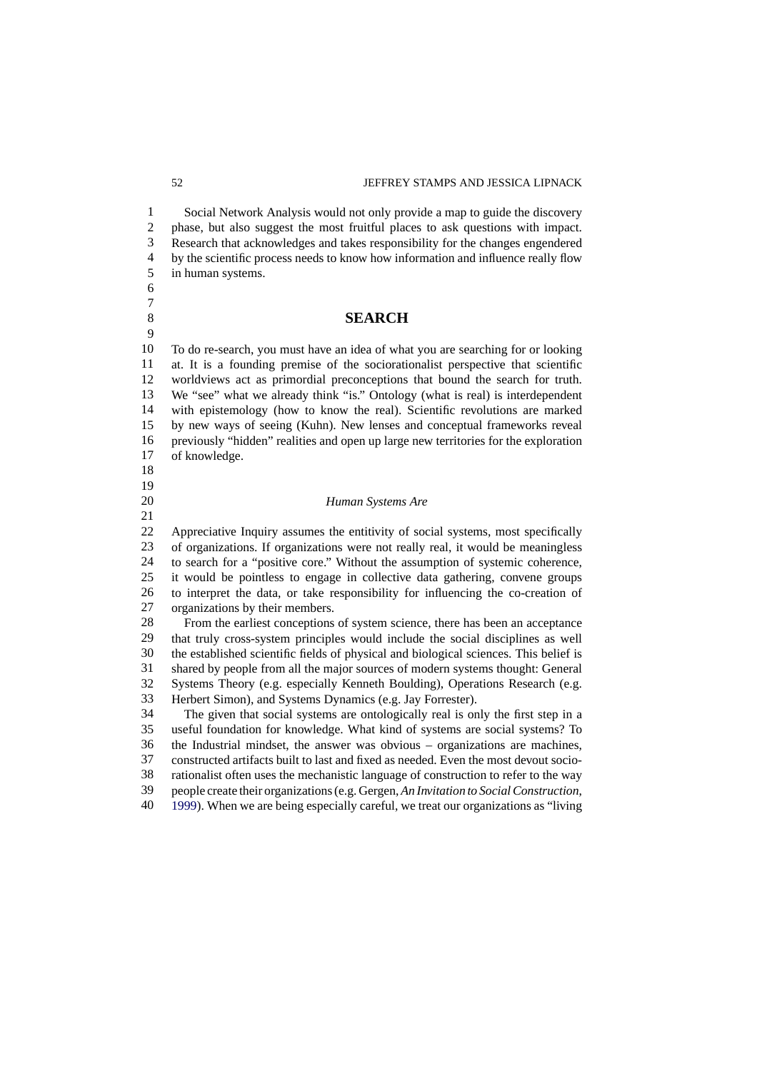Social Network Analysis would not only provide a map to guide the discovery phase, but also suggest the most fruitful places to ask questions with impact. Research that acknowledges and takes responsibility for the changes engendered by the scientific process needs to know how information and influence really flow in human systems.

## SEARCH

To do re-search, you must have an idea of what you are searching for or looking at. It is a founding premise of the sociorationalist perspective that scientific worldviews act as primordial preconceptions that bound the search for truth. We "see" what we already think "is." Ontology (what is real) is interdependent with epistemology (how to know the real). Scientific revolutions are marked by new ways of seeing (Kuhn). New lenses and conceptual frameworks reveal previously "hidden" realities and open up large new territories for the exploration of knowledge.

### *Human Systems Are*

Appreciative Inquiry assumes the entitivity of social systems, most specifically of organizations. If organizations were not really real, it would be meaningless to search for a "positive core." Without the assumption of systemic coherence, it would be pointless to engage in collective data gathering, convene groups to interpret the data, or take responsibility for influencing the co-creation of organizations by their members.

From the earliest conceptions of system science, there has been an acceptance that truly cross-system principles would include the social disciplines as well the established scientific fields of physical and biological sciences. This belief is shared by people from all the major sources of modern systems thought: General Systems Theory (e.g. especially Kenneth Boulding), Operations Research (e.g. Herbert Simon), and Systems Dynamics (e.g. Jay Forrester).

The given that social systems are ontologically real is only the first step in a useful foundation for knowledge. What kind of systems are social systems? To the Industrial mindset, the answer was obvious – organizations are machines, constructed artifacts built to last and fixed as needed. Even the most devout socio-rationalist often uses the mechanistic language of construction to refer to the way people create their organizations (e.g. Gergen, *An Invitation to Social Construction*, 1999). When we are being especially careful, we treat our organizations as "living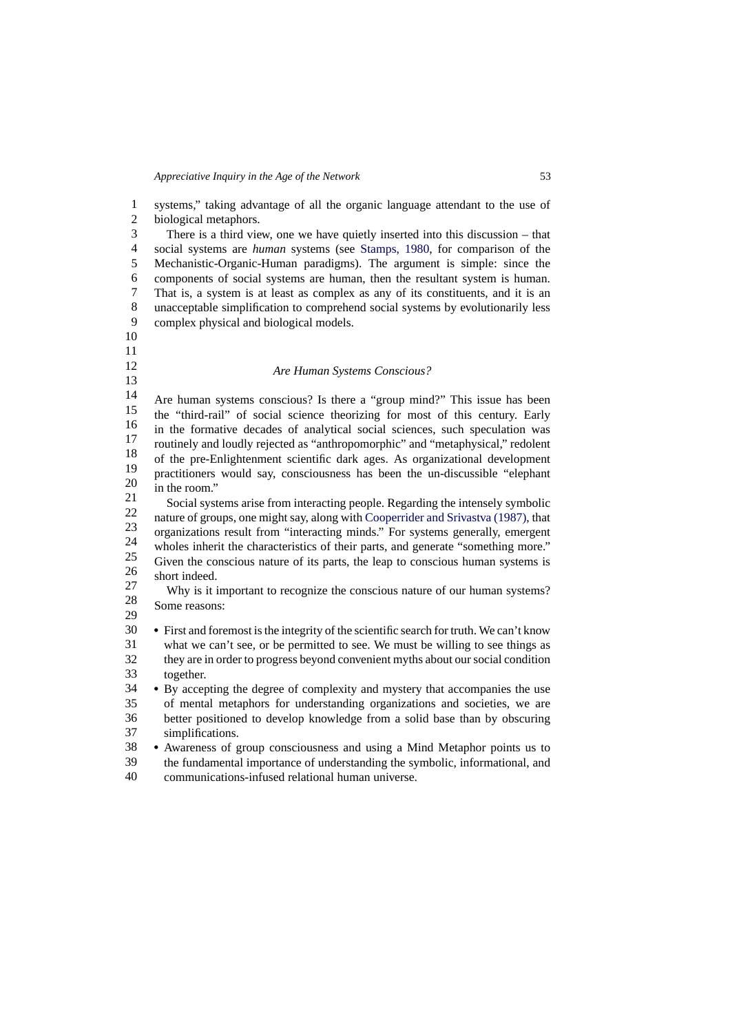systems," taking advantage of all the organic language attendant to the use of biological metaphors.

There is a third view, one we have quietly inserted into this discussion – that social systems are *human* systems (see Stamps, 1980, for comparison of the Mechanistic-Organic-Human paradigms). The argument is simple: since the components of social systems are human, then the resultant system is human. That is, a system is at least as complex as any of its constituents, and it is an unacceptable simplification to comprehend social systems by evolutionarily less complex physical and biological models.

### *Are Human Systems Conscious?*

Are human systems conscious? Is there a "group mind?" This issue has been the "third-rail" of social science theorizing for most of this century. Early in the formative decades of analytical social sciences, such speculation was routinely and loudly rejected as "anthropomorphic" and "metaphysical," redolent of the pre-Enlightenment scientific dark ages. As organizational development practitioners would say, consciousness has been the un-discussible "elephant in the room."

Social systems arise from interacting people. Regarding the intensely symbolic nature of groups, one might say, along with Cooperrider and Srivastva (1987), that organizations result from "interacting minds." For systems generally, emergent wholes inherit the characteristics of their parts, and generate "something more." Given the conscious nature of its parts, the leap to conscious human systems is short indeed.

Why is it important to recognize the conscious nature of our human systems? Some reasons:

- First and foremost is the integrity of the scientific search for truth. We can't know what we can't see, or be permitted to see. We must be willing to see things as they are in order to progress beyond convenient myths about our social condition together.
- By accepting the degree of complexity and mystery that accompanies the use of mental metaphors for understanding organizations and societies, we are better positioned to develop knowledge from a solid base than by obscuring simplifications.
- Awareness of group consciousness and using a Mind Metaphor points us to the fundamental importance of understanding the symbolic, informational, and communications-infused relational human universe.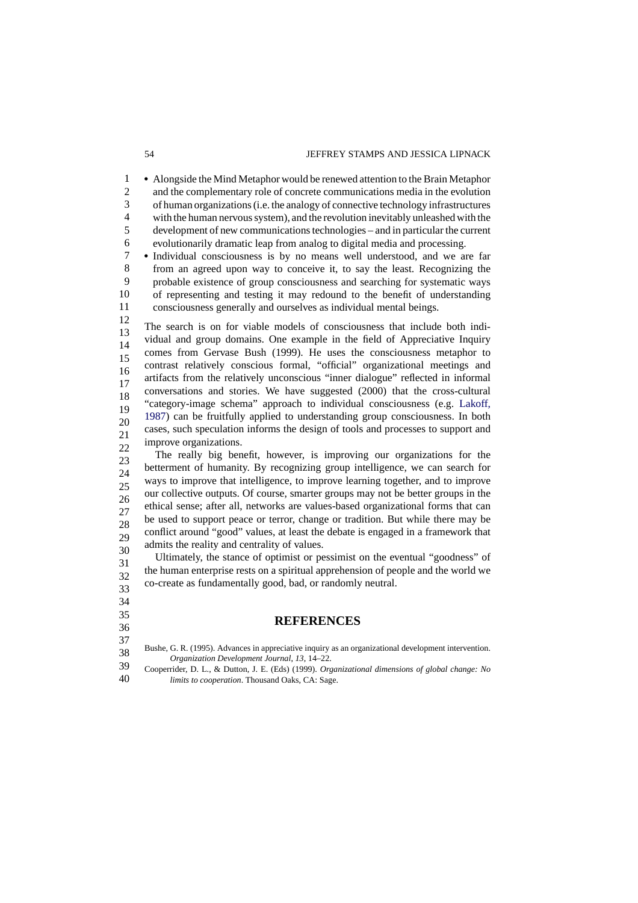- Alongside the Mind Metaphor would be renewed attention to the Brain Metaphor and the complementary role of concrete communications media in the evolution of human organizations (i.e. the analogy of connective technology infrastructures with the human nervous system), and the revolution inevitably unleashed with the development of new communications technologies – and in particular the current evolutionarily dramatic leap from analog to digital media and processing.
- Individual consciousness is by no means well understood, and we are far from an agreed upon way to conceive it, to say the least. Recognizing the probable existence of group consciousness and searching for systematic ways of representing and testing it may redound to the benefit of understanding consciousness generally and ourselves as individual mental beings.

The search is on for viable models of consciousness that include both individual and group domains. One example in the field of Appreciative Inquiry comes from Gervase Bush (1999). He uses the consciousness metaphor to contrast relatively conscious formal, "official" organizational meetings and artifacts from the relatively unconscious "inner dialogue" reflected in informal conversations and stories. We have suggested (2000) that the cross-cultural "category-image schema" approach to individual consciousness (e.g. Lakoff, 1987) can be fruitfully applied to understanding group consciousness. In both cases, such speculation informs the design of tools and processes to support and improve organizations.

The really big benefit, however, is improving our organizations for the betterment of humanity. By recognizing group intelligence, we can search for ways to improve that intelligence, to improve learning together, and to improve our collective outputs. Of course, smarter groups may not be better groups in the ethical sense; after all, networks are values-based organizational forms that can be used to support peace or terror, change or tradition. But while there may be conflict around "good" values, at least the debate is engaged in a framework that admits the reality and centrality of values.

Ultimately, the stance of optimist or pessimist on the eventual "goodness" of the human enterprise rests on a spiritual apprehension of people and the world we co-create as fundamentally good, bad, or randomly neutral.

## REFERENCES

Bushe, G. R. (1995). Advances in appreciative inquiry as an organizational development intervention. *Organization Development Journal*, *13*, 14–22.

Cooperrider, D. L., & Dutton, J. E. (Eds) (1999). *Organizational dimensions of global change: No limits to cooperation*. Thousand Oaks, CA: Sage.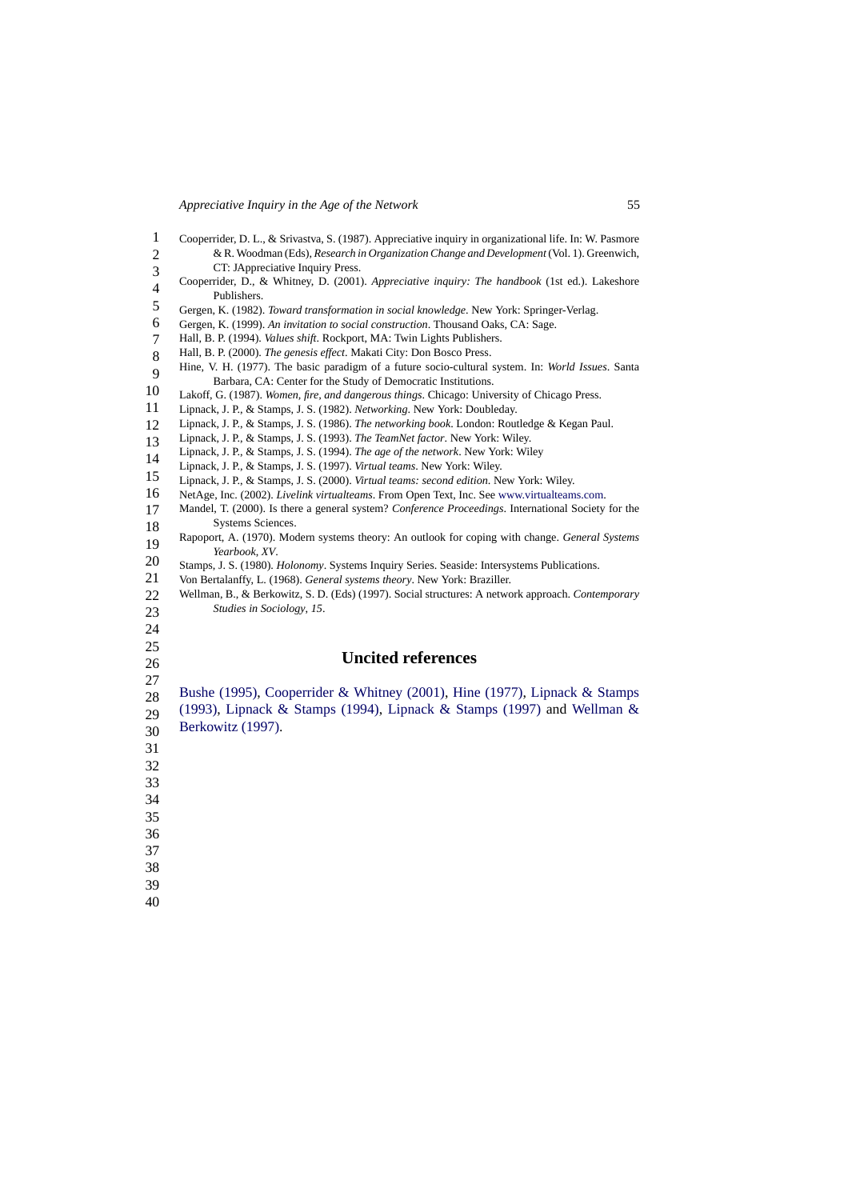Cooperrider, D. L., & Srivastva, S. (1987). Appreciative inquiry in organizational life. In: W. Pasmore & R. Woodman (Eds), *Research in Organization Change and Development* (Vol. 1). Greenwich, CT: JAppreciative Inquiry Press.

Cooperrider, D., & Whitney, D. (2001). *Appreciative inquiry: The handbook* (1st ed.). Lakeshore Publishers.

Gergen, K. (1982). *Toward transformation in social knowledge*. New York: Springer-Verlag.

Gergen, K. (1999). *An invitation to social construction*. Thousand Oaks, CA: Sage.

Hall, B. P. (1994). *Values shift*. Rockport, MA: Twin Lights Publishers.

Hall, B. P. (2000). *The genesis effect*. Makati City: Don Bosco Press.

Hine, V. H. (1977). The basic paradigm of a future socio-cultural system. In: *World Issues*. Santa Barbara, CA: Center for the Study of Democratic Institutions.

Lakoff, G. (1987). *Women, fire, and dangerous things*. Chicago: University of Chicago Press.

Lipnack, J. P., & Stamps, J. S. (1982). *Networking*. New York: Doubleday.

Lipnack, J. P., & Stamps, J. S. (1986). *The networking book*. London: Routledge & Kegan Paul.

Lipnack, J. P., & Stamps, J. S. (1993). *The TeamNet factor*. New York: Wiley.

Lipnack, J. P., & Stamps, J. S. (1994). *The age of the network*. New York: Wiley

Lipnack, J. P., & Stamps, J. S. (1997). *Virtual teams*. New York: Wiley.

Lipnack, J. P., & Stamps, J. S. (2000). *Virtual teams: second edition*. New York: Wiley.

NetAge, Inc. (2002). *Livelink virtualteams*. From Open Text, Inc. See www.virtualteams.com.

Mandel, T. (2000). Is there a general system? *Conference Proceedings*. International Society for the Systems Sciences.

Rapoport, A. (1970). Modern systems theory: An outlook for coping with change. *General Systems Yearbook, XV*.

Stamps, J. S. (1980). *Holonomy*. Systems Inquiry Series. Seaside: Intersystems Publications.

Von Bertalanffy, L. (1968). *General systems theory*. New York: Braziller.

Wellman, B., & Berkowitz, S. D. (Eds) (1997). Social structures: A network approach. *Contemporary Studies in Sociology*, *15*.

## Uncited references

Bushe (1995), Cooperrider & Whitney (2001), Hine (1977), Lipnack & Stamps (1993), Lipnack & Stamps (1994), Lipnack & Stamps (1997) and Wellman & Berkowitz (1997).